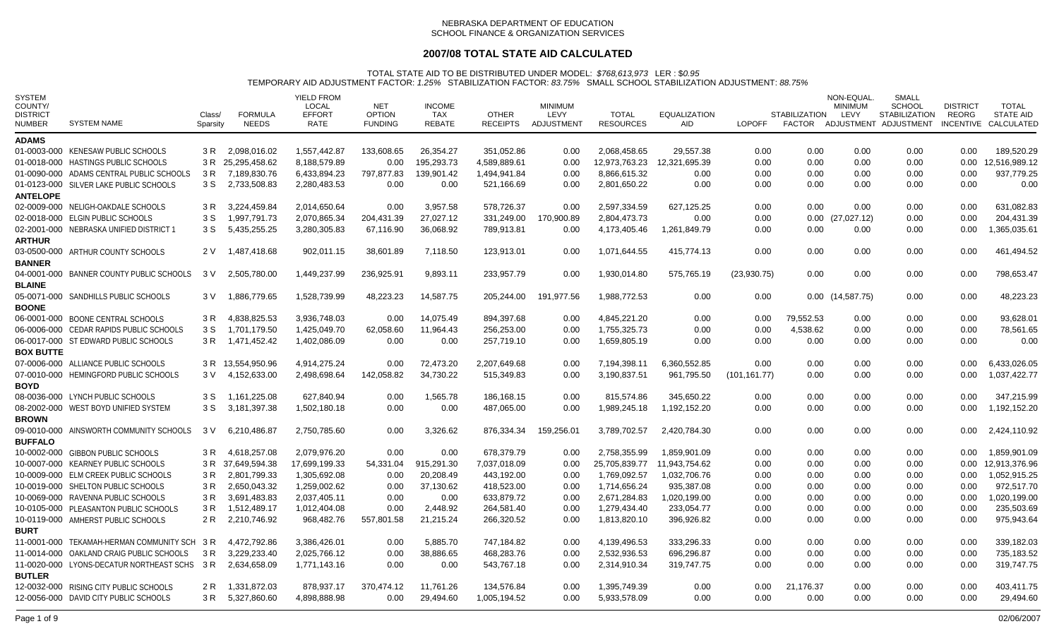NEBRASKA DEPARTMENT OF EDUCATION
SCHOOL FINANCE & ORGANIZATION SERVICES

# 2007/08 TOTAL STATE AID CALCULATED

TOTAL STATE AID TO BE DISTRIBUTED UNDER MODEL: *$768,613,973* LER : $0.95
TEMPORARY AID ADJUSTMENT FACTOR: *1.25%* STABILIZATION FACTOR: *83.75%* SMALL SCHOOL STABILIZATION ADJUSTMENT: *88.75%*

| SYSTEM COUNTY/ DISTRICT NUMBER | SYSTEM NAME | Class/ Sparsity | FORMULA NEEDS | YIELD FROM LOCAL EFFORT RATE | NET OPTION FUNDING | INCOME TAX REBATE | OTHER RECEIPTS | MINIMUM LEVY ADJUSTMENT | TOTAL RESOURCES | EQUALIZATION AID | LOPOFF | STABILIZATION FACTOR | NON-EQUAL. MINIMUM LEVY ADJUSTMENT | SMALL SCHOOL STABILIZATION ADJUSTMENT | DISTRICT REORG INCENTIVE | TOTAL STATE AID CALCULATED |
|---|---|---|---|---|---|---|---|---|---|---|---|---|---|---|---|---|
| **ADAMS** | | | | | | | | | | | | | | | | |
| 01-0003-000 | KENESAW PUBLIC SCHOOLS | 3 R | 2,098,016.02 | 1,557,442.87 | 133,608.65 | 26,354.27 | 351,052.86 | 0.00 | 2,068,458.65 | 29,557.38 | 0.00 | 0.00 | 0.00 | 0.00 | 0.00 | 189,520.29 |
| 01-0018-000 | HASTINGS PUBLIC SCHOOLS | 3 R | 25,295,458.62 | 8,188,579.89 | 0.00 | 195,293.73 | 4,589,889.61 | 0.00 | 12,973,763.23 | 12,321,695.39 | 0.00 | 0.00 | 0.00 | 0.00 | 0.00 | 12,516,989.12 |
| 01-0090-000 | ADAMS CENTRAL PUBLIC SCHOOLS | 3 R | 7,189,830.76 | 6,433,894.23 | 797,877.83 | 139,901.42 | 1,494,941.84 | 0.00 | 8,866,615.32 | 0.00 | 0.00 | 0.00 | 0.00 | 0.00 | 0.00 | 937,779.25 |
| 01-0123-000 | SILVER LAKE PUBLIC SCHOOLS | 3 S | 2,733,508.83 | 2,280,483.53 | 0.00 | 0.00 | 521,166.69 | 0.00 | 2,801,650.22 | 0.00 | 0.00 | 0.00 | 0.00 | 0.00 | 0.00 | 0.00 |
| **ANTELOPE** | | | | | | | | | | | | | | | | |
| 02-0009-000 | NELIGH-OAKDALE SCHOOLS | 3 R | 3,224,459.84 | 2,014,650.64 | 0.00 | 3,957.58 | 578,726.37 | 0.00 | 2,597,334.59 | 627,125.25 | 0.00 | 0.00 | 0.00 | 0.00 | 0.00 | 631,082.83 |
| 02-0018-000 | ELGIN PUBLIC SCHOOLS | 3 S | 1,997,791.73 | 2,070,865.34 | 204,431.39 | 27,027.12 | 331,249.00 | 170,900.89 | 2,804,473.73 | 0.00 | 0.00 | 0.00 | (27,027.12) | 0.00 | 0.00 | 204,431.39 |
| 02-2001-000 | NEBRASKA UNIFIED DISTRICT 1 | 3 S | 5,435,255.25 | 3,280,305.83 | 67,116.90 | 36,068.92 | 789,913.81 | 0.00 | 4,173,405.46 | 1,261,849.79 | 0.00 | 0.00 | 0.00 | 0.00 | 0.00 | 1,365,035.61 |
| **ARTHUR** | | | | | | | | | | | | | | | | |
| 03-0500-000 | ARTHUR COUNTY SCHOOLS | 2 V | 1,487,418.68 | 902,011.15 | 38,601.89 | 7,118.50 | 123,913.01 | 0.00 | 1,071,644.55 | 415,774.13 | 0.00 | 0.00 | 0.00 | 0.00 | 0.00 | 461,494.52 |
| **BANNER** | | | | | | | | | | | | | | | | |
| 04-0001-000 | BANNER COUNTY PUBLIC SCHOOLS | 3 V | 2,505,780.00 | 1,449,237.99 | 236,925.91 | 9,893.11 | 233,957.79 | 0.00 | 1,930,014.80 | 575,765.19 | (23,930.75) | 0.00 | 0.00 | 0.00 | 0.00 | 798,653.47 |
| **BLAINE** | | | | | | | | | | | | | | | | |
| 05-0071-000 | SANDHILLS PUBLIC SCHOOLS | 3 V | 1,886,779.65 | 1,528,739.99 | 48,223.23 | 14,587.75 | 205,244.00 | 191,977.56 | 1,988,772.53 | 0.00 | 0.00 | 0.00 | (14,587.75) | 0.00 | 0.00 | 48,223.23 |
| **BOONE** | | | | | | | | | | | | | | | | |
| 06-0001-000 | BOONE CENTRAL SCHOOLS | 3 R | 4,838,825.53 | 3,936,748.03 | 0.00 | 14,075.49 | 894,397.68 | 0.00 | 4,845,221.20 | 0.00 | 0.00 | 79,552.53 | 0.00 | 0.00 | 0.00 | 93,628.01 |
| 06-0006-000 | CEDAR RAPIDS PUBLIC SCHOOLS | 3 S | 1,701,179.50 | 1,425,049.70 | 62,058.60 | 11,964.43 | 256,253.00 | 0.00 | 1,755,325.73 | 0.00 | 0.00 | 4,538.62 | 0.00 | 0.00 | 0.00 | 78,561.65 |
| 06-0017-000 | ST EDWARD PUBLIC SCHOOLS | 3 R | 1,471,452.42 | 1,402,086.09 | 0.00 | 0.00 | 257,719.10 | 0.00 | 1,659,805.19 | 0.00 | 0.00 | 0.00 | 0.00 | 0.00 | 0.00 | 0.00 |
| **BOX BUTTE** | | | | | | | | | | | | | | | | |
| 07-0006-000 | ALLIANCE PUBLIC SCHOOLS | 3 R | 13,554,950.96 | 4,914,275.24 | 0.00 | 72,473.20 | 2,207,649.68 | 0.00 | 7,194,398.11 | 6,360,552.85 | 0.00 | 0.00 | 0.00 | 0.00 | 0.00 | 6,433,026.05 |
| 07-0010-000 | HEMINGFORD PUBLIC SCHOOLS | 3 V | 4,152,633.00 | 2,498,698.64 | 142,058.82 | 34,730.22 | 515,349.83 | 0.00 | 3,190,837.51 | 961,795.50 | (101,161.77) | 0.00 | 0.00 | 0.00 | 0.00 | 1,037,422.77 |
| **BOYD** | | | | | | | | | | | | | | | | |
| 08-0036-000 | LYNCH PUBLIC SCHOOLS | 3 S | 1,161,225.08 | 627,840.94 | 0.00 | 1,565.78 | 186,168.15 | 0.00 | 815,574.86 | 345,650.22 | 0.00 | 0.00 | 0.00 | 0.00 | 0.00 | 347,215.99 |
| 08-2002-000 | WEST BOYD UNIFIED SYSTEM | 3 S | 3,181,397.38 | 1,502,180.18 | 0.00 | 0.00 | 487,065.00 | 0.00 | 1,989,245.18 | 1,192,152.20 | 0.00 | 0.00 | 0.00 | 0.00 | 0.00 | 1,192,152.20 |
| **BROWN** | | | | | | | | | | | | | | | | |
| 09-0010-000 | AINSWORTH COMMUNITY SCHOOLS | 3 V | 6,210,486.87 | 2,750,785.60 | 0.00 | 3,326.62 | 876,334.34 | 159,256.01 | 3,789,702.57 | 2,420,784.30 | 0.00 | 0.00 | 0.00 | 0.00 | 0.00 | 2,424,110.92 |
| **BUFFALO** | | | | | | | | | | | | | | | | |
| 10-0002-000 | GIBBON PUBLIC SCHOOLS | 3 R | 4,618,257.08 | 2,079,976.20 | 0.00 | 0.00 | 678,379.79 | 0.00 | 2,758,355.99 | 1,859,901.09 | 0.00 | 0.00 | 0.00 | 0.00 | 0.00 | 1,859,901.09 |
| 10-0007-000 | KEARNEY PUBLIC SCHOOLS | 3 R | 37,649,594.38 | 17,699,199.33 | 54,331.04 | 915,291.30 | 7,037,018.09 | 0.00 | 25,705,839.77 | 11,943,754.62 | 0.00 | 0.00 | 0.00 | 0.00 | 0.00 | 12,913,376.96 |
| 10-0009-000 | ELM CREEK PUBLIC SCHOOLS | 3 R | 2,801,799.33 | 1,305,692.08 | 0.00 | 20,208.49 | 443,192.00 | 0.00 | 1,769,092.57 | 1,032,706.76 | 0.00 | 0.00 | 0.00 | 0.00 | 0.00 | 1,052,915.25 |
| 10-0019-000 | SHELTON PUBLIC SCHOOLS | 3 R | 2,650,043.32 | 1,259,002.62 | 0.00 | 37,130.62 | 418,523.00 | 0.00 | 1,714,656.24 | 935,387.08 | 0.00 | 0.00 | 0.00 | 0.00 | 0.00 | 972,517.70 |
| 10-0069-000 | RAVENNA PUBLIC SCHOOLS | 3 R | 3,691,483.83 | 2,037,405.11 | 0.00 | 0.00 | 633,879.72 | 0.00 | 2,671,284.83 | 1,020,199.00 | 0.00 | 0.00 | 0.00 | 0.00 | 0.00 | 1,020,199.00 |
| 10-0105-000 | PLEASANTON PUBLIC SCHOOLS | 3 R | 1,512,489.17 | 1,012,404.08 | 0.00 | 2,448.92 | 264,581.40 | 0.00 | 1,279,434.40 | 233,054.77 | 0.00 | 0.00 | 0.00 | 0.00 | 0.00 | 235,503.69 |
| 10-0119-000 | AMHERST PUBLIC SCHOOLS | 2 R | 2,210,746.92 | 968,482.76 | 557,801.58 | 21,215.24 | 266,320.52 | 0.00 | 1,813,820.10 | 396,926.82 | 0.00 | 0.00 | 0.00 | 0.00 | 0.00 | 975,943.64 |
| **BURT** | | | | | | | | | | | | | | | | |
| 11-0001-000 | TEKAMAH-HERMAN COMMUNITY SCH | 3 R | 4,472,792.86 | 3,386,426.01 | 0.00 | 5,885.70 | 747,184.82 | 0.00 | 4,139,496.53 | 333,296.33 | 0.00 | 0.00 | 0.00 | 0.00 | 0.00 | 339,182.03 |
| 11-0014-000 | OAKLAND CRAIG PUBLIC SCHOOLS | 3 R | 3,229,233.40 | 2,025,766.12 | 0.00 | 38,886.65 | 468,283.76 | 0.00 | 2,532,936.53 | 696,296.87 | 0.00 | 0.00 | 0.00 | 0.00 | 0.00 | 735,183.52 |
| 11-0020-000 | LYONS-DECATUR NORTHEAST SCHS | 3 R | 2,634,658.09 | 1,771,143.16 | 0.00 | 0.00 | 543,767.18 | 0.00 | 2,314,910.34 | 319,747.75 | 0.00 | 0.00 | 0.00 | 0.00 | 0.00 | 319,747.75 |
| **BUTLER** | | | | | | | | | | | | | | | | |
| 12-0032-000 | RISING CITY PUBLIC SCHOOLS | 2 R | 1,331,872.03 | 878,937.17 | 370,474.12 | 11,761.26 | 134,576.84 | 0.00 | 1,395,749.39 | 0.00 | 0.00 | 21,176.37 | 0.00 | 0.00 | 0.00 | 403,411.75 |
| 12-0056-000 | DAVID CITY PUBLIC SCHOOLS | 3 R | 5,327,860.60 | 4,898,888.98 | 0.00 | 29,494.60 | 1,005,194.52 | 0.00 | 5,933,578.09 | 0.00 | 0.00 | 0.00 | 0.00 | 0.00 | 0.00 | 29,494.60 |

02/06/2007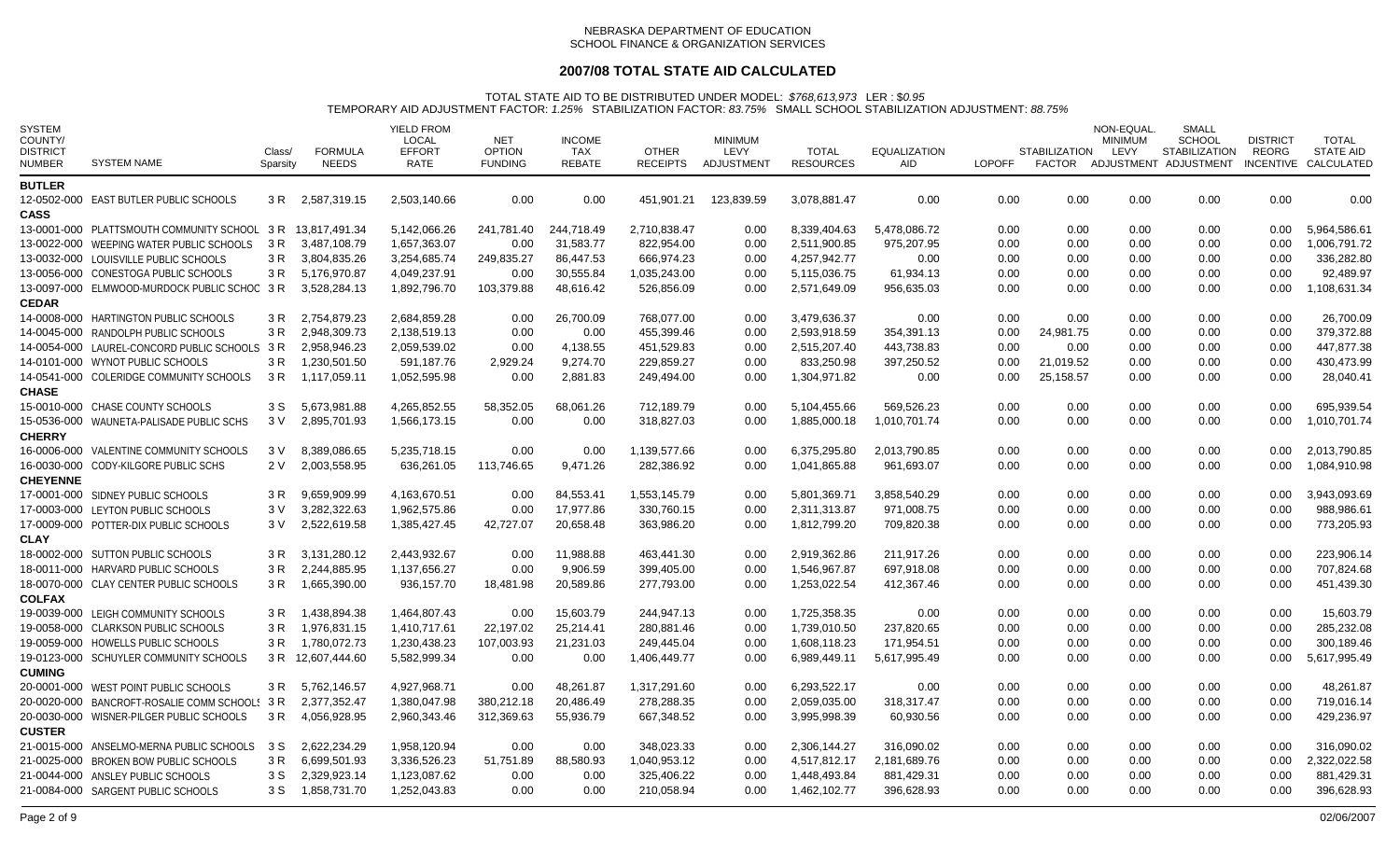# 2007/08 TOTAL STATE AID CALCULATED

TOTAL STATE AID TO BE DISTRIBUTED UNDER MODEL: *$768,613,973* LER : $0.95
TEMPORARY AID ADJUSTMENT FACTOR: *1.25%* STABILIZATION FACTOR: *83.75%* SMALL SCHOOL STABILIZATION ADJUSTMENT: *88.75%*

| SYSTEM COUNTY/ DISTRICT NUMBER | SYSTEM NAME | Class/ Sparsity | FORMULA NEEDS | YIELD FROM LOCAL EFFORT RATE | NET OPTION FUNDING | INCOME TAX REBATE | OTHER RECEIPTS | MINIMUM LEVY ADJUSTMENT | TOTAL RESOURCES | EQUALIZATION AID | LOPOFF | STABILIZATION FACTOR | NON-EQUAL. MINIMUM LEVY ADJUSTMENT | SMALL SCHOOL STABILIZATION ADJUSTMENT | DISTRICT REORG INCENTIVE | TOTAL STATE AID CALCULATED |
|---|---|---|---|---|---|---|---|---|---|---|---|---|---|---|---|---|
| **BUTLER** | | | | | | | | | | | | | | | | |
| 12-0502-000 | EAST BUTLER PUBLIC SCHOOLS | 3 R | 2,587,319.15 | 2,503,140.66 | 0.00 | 0.00 | 451,901.21 | 123,839.59 | 3,078,881.47 | 0.00 | 0.00 | 0.00 | 0.00 | 0.00 | 0.00 | 0.00 |
| **CASS** | | | | | | | | | | | | | | | | |
| 13-0001-000 | PLATTSMOUTH COMMUNITY SCHOOL | 3 R | 13,817,491.34 | 5,142,066.26 | 241,781.40 | 244,718.49 | 2,710,838.47 | 0.00 | 8,339,404.63 | 5,478,086.72 | 0.00 | 0.00 | 0.00 | 0.00 | 0.00 | 5,964,586.61 |
| 13-0022-000 | WEEPING WATER PUBLIC SCHOOLS | 3 R | 3,487,108.79 | 1,657,363.07 | 0.00 | 31,583.77 | 822,954.00 | 0.00 | 2,511,900.85 | 975,207.95 | 0.00 | 0.00 | 0.00 | 0.00 | 0.00 | 1,006,791.72 |
| 13-0032-000 | LOUISVILLE PUBLIC SCHOOLS | 3 R | 3,804,835.26 | 3,254,685.74 | 249,835.27 | 86,447.53 | 666,974.23 | 0.00 | 4,257,942.77 | 0.00 | 0.00 | 0.00 | 0.00 | 0.00 | 0.00 | 336,282.80 |
| 13-0056-000 | CONESTOGA PUBLIC SCHOOLS | 3 R | 5,176,970.87 | 4,049,237.91 | 0.00 | 30,555.84 | 1,035,243.00 | 0.00 | 5,115,036.75 | 61,934.13 | 0.00 | 0.00 | 0.00 | 0.00 | 0.00 | 92,489.97 |
| 13-0097-000 | ELMWOOD-MURDOCK PUBLIC SCHOC | 3 R | 3,528,284.13 | 1,892,796.70 | 103,379.88 | 48,616.42 | 526,856.09 | 0.00 | 2,571,649.09 | 956,635.03 | 0.00 | 0.00 | 0.00 | 0.00 | 0.00 | 1,108,631.34 |
| **CEDAR** | | | | | | | | | | | | | | | | |
| 14-0008-000 | HARTINGTON PUBLIC SCHOOLS | 3 R | 2,754,879.23 | 2,684,859.28 | 0.00 | 26,700.09 | 768,077.00 | 0.00 | 3,479,636.37 | 0.00 | 0.00 | 0.00 | 0.00 | 0.00 | 0.00 | 26,700.09 |
| 14-0045-000 | RANDOLPH PUBLIC SCHOOLS | 3 R | 2,948,309.73 | 2,138,519.13 | 0.00 | 0.00 | 455,399.46 | 0.00 | 2,593,918.59 | 354,391.13 | 0.00 | 24,981.75 | 0.00 | 0.00 | 0.00 | 379,372.88 |
| 14-0054-000 | LAUREL-CONCORD PUBLIC SCHOOLS | 3 R | 2,958,946.23 | 2,059,539.02 | 0.00 | 4,138.55 | 451,529.83 | 0.00 | 2,515,207.40 | 443,738.83 | 0.00 | 0.00 | 0.00 | 0.00 | 0.00 | 447,877.38 |
| 14-0101-000 | WYNOT PUBLIC SCHOOLS | 3 R | 1,230,501.50 | 591,187.76 | 2,929.24 | 9,274.70 | 229,859.27 | 0.00 | 833,250.98 | 397,250.52 | 0.00 | 21,019.52 | 0.00 | 0.00 | 0.00 | 430,473.99 |
| 14-0541-000 | COLERIDGE COMMUNITY SCHOOLS | 3 R | 1,117,059.11 | 1,052,595.98 | 0.00 | 2,881.83 | 249,494.00 | 0.00 | 1,304,971.82 | 0.00 | 0.00 | 25,158.57 | 0.00 | 0.00 | 0.00 | 28,040.41 |
| **CHASE** | | | | | | | | | | | | | | | | |
| 15-0010-000 | CHASE COUNTY SCHOOLS | 3 S | 5,673,981.88 | 4,265,852.55 | 58,352.05 | 68,061.26 | 712,189.79 | 0.00 | 5,104,455.66 | 569,526.23 | 0.00 | 0.00 | 0.00 | 0.00 | 0.00 | 695,939.54 |
| 15-0536-000 | WAUNETA-PALISADE PUBLIC SCHS | 3 V | 2,895,701.93 | 1,566,173.15 | 0.00 | 0.00 | 318,827.03 | 0.00 | 1,885,000.18 | 1,010,701.74 | 0.00 | 0.00 | 0.00 | 0.00 | 0.00 | 1,010,701.74 |
| **CHERRY** | | | | | | | | | | | | | | | | |
| 16-0006-000 | VALENTINE COMMUNITY SCHOOLS | 3 V | 8,389,086.65 | 5,235,718.15 | 0.00 | 0.00 | 1,139,577.66 | 0.00 | 6,375,295.80 | 2,013,790.85 | 0.00 | 0.00 | 0.00 | 0.00 | 0.00 | 2,013,790.85 |
| 16-0030-000 | CODY-KILGORE PUBLIC SCHS | 2 V | 2,003,558.95 | 636,261.05 | 113,746.65 | 9,471.26 | 282,386.92 | 0.00 | 1,041,865.88 | 961,693.07 | 0.00 | 0.00 | 0.00 | 0.00 | 0.00 | 1,084,910.98 |
| **CHEYENNE** | | | | | | | | | | | | | | | | |
| 17-0001-000 | SIDNEY PUBLIC SCHOOLS | 3 R | 9,659,909.99 | 4,163,670.51 | 0.00 | 84,553.41 | 1,553,145.79 | 0.00 | 5,801,369.71 | 3,858,540.29 | 0.00 | 0.00 | 0.00 | 0.00 | 0.00 | 3,943,093.69 |
| 17-0003-000 | LEYTON PUBLIC SCHOOLS | 3 V | 3,282,322.63 | 1,962,575.86 | 0.00 | 17,977.86 | 330,760.15 | 0.00 | 2,311,313.87 | 971,008.75 | 0.00 | 0.00 | 0.00 | 0.00 | 0.00 | 988,986.61 |
| 17-0009-000 | POTTER-DIX PUBLIC SCHOOLS | 3 V | 2,522,619.58 | 1,385,427.45 | 42,727.07 | 20,658.48 | 363,986.20 | 0.00 | 1,812,799.20 | 709,820.38 | 0.00 | 0.00 | 0.00 | 0.00 | 0.00 | 773,205.93 |
| **CLAY** | | | | | | | | | | | | | | | | |
| 18-0002-000 | SUTTON PUBLIC SCHOOLS | 3 R | 3,131,280.12 | 2,443,932.67 | 0.00 | 11,988.88 | 463,441.30 | 0.00 | 2,919,362.86 | 211,917.26 | 0.00 | 0.00 | 0.00 | 0.00 | 0.00 | 223,906.14 |
| 18-0011-000 | HARVARD PUBLIC SCHOOLS | 3 R | 2,244,885.95 | 1,137,656.27 | 0.00 | 9,906.59 | 399,405.00 | 0.00 | 1,546,967.87 | 697,918.08 | 0.00 | 0.00 | 0.00 | 0.00 | 0.00 | 707,824.68 |
| 18-0070-000 | CLAY CENTER PUBLIC SCHOOLS | 3 R | 1,665,390.00 | 936,157.70 | 18,481.98 | 20,589.86 | 277,793.00 | 0.00 | 1,253,022.54 | 412,367.46 | 0.00 | 0.00 | 0.00 | 0.00 | 0.00 | 451,439.30 |
| **COLFAX** | | | | | | | | | | | | | | | | |
| 19-0039-000 | LEIGH COMMUNITY SCHOOLS | 3 R | 1,438,894.38 | 1,464,807.43 | 0.00 | 15,603.79 | 244,947.13 | 0.00 | 1,725,358.35 | 0.00 | 0.00 | 0.00 | 0.00 | 0.00 | 0.00 | 15,603.79 |
| 19-0058-000 | CLARKSON PUBLIC SCHOOLS | 3 R | 1,976,831.15 | 1,410,717.61 | 22,197.02 | 25,214.41 | 280,881.46 | 0.00 | 1,739,010.50 | 237,820.65 | 0.00 | 0.00 | 0.00 | 0.00 | 0.00 | 285,232.08 |
| 19-0059-000 | HOWELLS PUBLIC SCHOOLS | 3 R | 1,780,072.73 | 1,230,438.23 | 107,003.93 | 21,231.03 | 249,445.04 | 0.00 | 1,608,118.23 | 171,954.51 | 0.00 | 0.00 | 0.00 | 0.00 | 0.00 | 300,189.46 |
| 19-0123-000 | SCHUYLER COMMUNITY SCHOOLS | 3 R | 12,607,444.60 | 5,582,999.34 | 0.00 | 0.00 | 1,406,449.77 | 0.00 | 6,989,449.11 | 5,617,995.49 | 0.00 | 0.00 | 0.00 | 0.00 | 0.00 | 5,617,995.49 |
| **CUMING** | | | | | | | | | | | | | | | | |
| 20-0001-000 | WEST POINT PUBLIC SCHOOLS | 3 R | 5,762,146.57 | 4,927,968.71 | 0.00 | 48,261.87 | 1,317,291.60 | 0.00 | 6,293,522.17 | 0.00 | 0.00 | 0.00 | 0.00 | 0.00 | 0.00 | 48,261.87 |
| 20-0020-000 | BANCROFT-ROSALIE COMM SCHOOLS | 3 R | 2,377,352.47 | 1,380,047.98 | 380,212.18 | 20,486.49 | 278,288.35 | 0.00 | 2,059,035.00 | 318,317.47 | 0.00 | 0.00 | 0.00 | 0.00 | 0.00 | 719,016.14 |
| 20-0030-000 | WISNER-PILGER PUBLIC SCHOOLS | 3 R | 4,056,928.95 | 2,960,343.46 | 312,369.63 | 55,936.79 | 667,348.52 | 0.00 | 3,995,998.39 | 60,930.56 | 0.00 | 0.00 | 0.00 | 0.00 | 0.00 | 429,236.97 |
| **CUSTER** | | | | | | | | | | | | | | | | |
| 21-0015-000 | ANSELMO-MERNA PUBLIC SCHOOLS | 3 S | 2,622,234.29 | 1,958,120.94 | 0.00 | 0.00 | 348,023.33 | 0.00 | 2,306,144.27 | 316,090.02 | 0.00 | 0.00 | 0.00 | 0.00 | 0.00 | 316,090.02 |
| 21-0025-000 | BROKEN BOW PUBLIC SCHOOLS | 3 R | 6,699,501.93 | 3,336,526.23 | 51,751.89 | 88,580.93 | 1,040,953.12 | 0.00 | 4,517,812.17 | 2,181,689.76 | 0.00 | 0.00 | 0.00 | 0.00 | 0.00 | 2,322,022.58 |
| 21-0044-000 | ANSLEY PUBLIC SCHOOLS | 3 S | 2,329,923.14 | 1,123,087.62 | 0.00 | 0.00 | 325,406.22 | 0.00 | 1,448,493.84 | 881,429.31 | 0.00 | 0.00 | 0.00 | 0.00 | 0.00 | 881,429.31 |
| 21-0084-000 | SARGENT PUBLIC SCHOOLS | 3 S | 1,858,731.70 | 1,252,043.83 | 0.00 | 0.00 | 210,058.94 | 0.00 | 1,462,102.77 | 396,628.93 | 0.00 | 0.00 | 0.00 | 0.00 | 0.00 | 396,628.93 |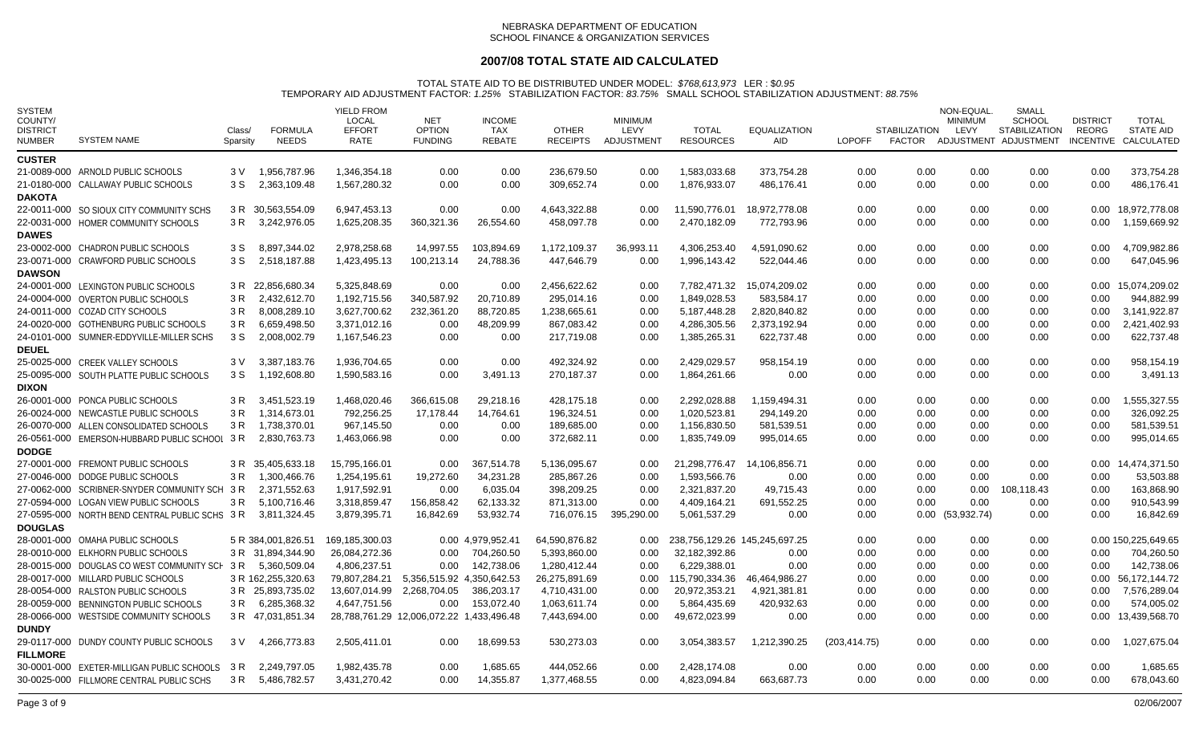NEBRASKA DEPARTMENT OF EDUCATION
SCHOOL FINANCE & ORGANIZATION SERVICES

# 2007/08 TOTAL STATE AID CALCULATED

TOTAL STATE AID TO BE DISTRIBUTED UNDER MODEL: *$768,613,973* LER : $0.95
TEMPORARY AID ADJUSTMENT FACTOR: *1.25%* STABILIZATION FACTOR: *83.75%* SMALL SCHOOL STABILIZATION ADJUSTMENT: *88.75%*

| SYSTEM COUNTY/ DISTRICT NUMBER | SYSTEM NAME | Class/ Sparsity | FORMULA NEEDS | YIELD FROM LOCAL EFFORT RATE | NET OPTION FUNDING | INCOME TAX REBATE | OTHER RECEIPTS | MINIMUM LEVY ADJUSTMENT | TOTAL RESOURCES | EQUALIZATION AID | LOPOFF | STABILIZATION FACTOR | NON-EQUAL. MINIMUM LEVY ADJUSTMENT | SMALL SCHOOL STABILIZATION ADJUSTMENT | DISTRICT REORG INCENTIVE | TOTAL STATE AID CALCULATED |
|---|---|---|---|---|---|---|---|---|---|---|---|---|---|---|---|---|
| **CUSTER** | | | | | | | | | | | | | | | | |
| 21-0089-000 | ARNOLD PUBLIC SCHOOLS | 3 V | 1,956,787.96 | 1,346,354.18 | 0.00 | 0.00 | 236,679.50 | 0.00 | 1,583,033.68 | 373,754.28 | 0.00 | 0.00 | 0.00 | 0.00 | 0.00 | 373,754.28 |
| 21-0180-000 | CALLAWAY PUBLIC SCHOOLS | 3 S | 2,363,109.48 | 1,567,280.32 | 0.00 | 0.00 | 309,652.74 | 0.00 | 1,876,933.07 | 486,176.41 | 0.00 | 0.00 | 0.00 | 0.00 | 0.00 | 486,176.41 |
| **DAKOTA** | | | | | | | | | | | | | | | | |
| 22-0011-000 | SO SIOUX CITY COMMUNITY SCHS | 3 R | 30,563,554.09 | 6,947,453.13 | 0.00 | 0.00 | 4,643,322.88 | 0.00 | 11,590,776.01 | 18,972,778.08 | 0.00 | 0.00 | 0.00 | 0.00 | 0.00 | 18,972,778.08 |
| 22-0031-000 | HOMER COMMUNITY SCHOOLS | 3 R | 3,242,976.05 | 1,625,208.35 | 360,321.36 | 26,554.60 | 458,097.78 | 0.00 | 2,470,182.09 | 772,793.96 | 0.00 | 0.00 | 0.00 | 0.00 | 0.00 | 1,159,669.92 |
| **DAWES** | | | | | | | | | | | | | | | | |
| 23-0002-000 | CHADRON PUBLIC SCHOOLS | 3 S | 8,897,344.02 | 2,978,258.68 | 14,997.55 | 103,894.69 | 1,172,109.37 | 36,993.11 | 4,306,253.40 | 4,591,090.62 | 0.00 | 0.00 | 0.00 | 0.00 | 0.00 | 4,709,982.86 |
| 23-0071-000 | CRAWFORD PUBLIC SCHOOLS | 3 S | 2,518,187.88 | 1,423,495.13 | 100,213.14 | 24,788.36 | 447,646.79 | 0.00 | 1,996,143.42 | 522,044.46 | 0.00 | 0.00 | 0.00 | 0.00 | 0.00 | 647,045.96 |
| **DAWSON** | | | | | | | | | | | | | | | | |
| 24-0001-000 | LEXINGTON PUBLIC SCHOOLS | 3 R | 22,856,680.34 | 5,325,848.69 | 0.00 | 0.00 | 2,456,622.62 | 0.00 | 7,782,471.32 | 15,074,209.02 | 0.00 | 0.00 | 0.00 | 0.00 | 0.00 | 15,074,209.02 |
| 24-0004-000 | OVERTON PUBLIC SCHOOLS | 3 R | 2,432,612.70 | 1,192,715.56 | 340,587.92 | 20,710.89 | 295,014.16 | 0.00 | 1,849,028.53 | 583,584.17 | 0.00 | 0.00 | 0.00 | 0.00 | 0.00 | 944,882.99 |
| 24-0011-000 | COZAD CITY SCHOOLS | 3 R | 8,008,289.10 | 3,627,700.62 | 232,361.20 | 88,720.85 | 1,238,665.61 | 0.00 | 5,187,448.28 | 2,820,840.82 | 0.00 | 0.00 | 0.00 | 0.00 | 0.00 | 3,141,922.87 |
| 24-0020-000 | GOTHENBURG PUBLIC SCHOOLS | 3 R | 6,659,498.50 | 3,371,012.16 | 0.00 | 48,209.99 | 867,083.42 | 0.00 | 4,286,305.56 | 2,373,192.94 | 0.00 | 0.00 | 0.00 | 0.00 | 0.00 | 2,421,402.93 |
| 24-0101-000 | SUMNER-EDDYVILLE-MILLER SCHS | 3 S | 2,008,002.79 | 1,167,546.23 | 0.00 | 0.00 | 217,719.08 | 0.00 | 1,385,265.31 | 622,737.48 | 0.00 | 0.00 | 0.00 | 0.00 | 0.00 | 622,737.48 |
| **DEUEL** | | | | | | | | | | | | | | | | |
| 25-0025-000 | CREEK VALLEY SCHOOLS | 3 V | 3,387,183.76 | 1,936,704.65 | 0.00 | 0.00 | 492,324.92 | 0.00 | 2,429,029.57 | 958,154.19 | 0.00 | 0.00 | 0.00 | 0.00 | 0.00 | 958,154.19 |
| 25-0095-000 | SOUTH PLATTE PUBLIC SCHOOLS | 3 S | 1,192,608.80 | 1,590,583.16 | 0.00 | 3,491.13 | 270,187.37 | 0.00 | 1,864,261.66 | 0.00 | 0.00 | 0.00 | 0.00 | 0.00 | 0.00 | 3,491.13 |
| **DIXON** | | | | | | | | | | | | | | | | |
| 26-0001-000 | PONCA PUBLIC SCHOOLS | 3 R | 3,451,523.19 | 1,468,020.46 | 366,615.08 | 29,218.16 | 428,175.18 | 0.00 | 2,292,028.88 | 1,159,494.31 | 0.00 | 0.00 | 0.00 | 0.00 | 0.00 | 1,555,327.55 |
| 26-0024-000 | NEWCASTLE PUBLIC SCHOOLS | 3 R | 1,314,673.01 | 792,256.25 | 17,178.44 | 14,764.61 | 196,324.51 | 0.00 | 1,020,523.81 | 294,149.20 | 0.00 | 0.00 | 0.00 | 0.00 | 0.00 | 326,092.25 |
| 26-0070-000 | ALLEN CONSOLIDATED SCHOOLS | 3 R | 1,738,370.01 | 967,145.50 | 0.00 | 0.00 | 189,685.00 | 0.00 | 1,156,830.50 | 581,539.51 | 0.00 | 0.00 | 0.00 | 0.00 | 0.00 | 581,539.51 |
| 26-0561-000 | EMERSON-HUBBARD PUBLIC SCHOOL | 3 R | 2,830,763.73 | 1,463,066.98 | 0.00 | 0.00 | 372,682.11 | 0.00 | 1,835,749.09 | 995,014.65 | 0.00 | 0.00 | 0.00 | 0.00 | 0.00 | 995,014.65 |
| **DODGE** | | | | | | | | | | | | | | | | |
| 27-0001-000 | FREMONT PUBLIC SCHOOLS | 3 R | 35,405,633.18 | 15,795,166.01 | 0.00 | 367,514.78 | 5,136,095.67 | 0.00 | 21,298,776.47 | 14,106,856.71 | 0.00 | 0.00 | 0.00 | 0.00 | 0.00 | 14,474,371.50 |
| 27-0046-000 | DODGE PUBLIC SCHOOLS | 3 R | 1,300,466.76 | 1,254,195.61 | 19,272.60 | 34,231.28 | 285,867.26 | 0.00 | 1,593,566.76 | 0.00 | 0.00 | 0.00 | 0.00 | 0.00 | 0.00 | 53,503.88 |
| 27-0062-000 | SCRIBNER-SNYDER COMMUNITY SCH | 3 R | 2,371,552.63 | 1,917,592.91 | 0.00 | 6,035.04 | 398,209.25 | 0.00 | 2,321,837.20 | 49,715.43 | 0.00 | 0.00 | 0.00 | 108,118.43 | 0.00 | 163,868.90 |
| 27-0594-000 | LOGAN VIEW PUBLIC SCHOOLS | 3 R | 5,100,716.46 | 3,318,859.47 | 156,858.42 | 62,133.32 | 871,313.00 | 0.00 | 4,409,164.21 | 691,552.25 | 0.00 | 0.00 | 0.00 | 0.00 | 0.00 | 910,543.99 |
| 27-0595-000 | NORTH BEND CENTRAL PUBLIC SCHS | 3 R | 3,811,324.45 | 3,879,395.71 | 16,842.69 | 53,932.74 | 716,076.15 | 395,290.00 | 5,061,537.29 | 0.00 | 0.00 | 0.00 | (53,932.74) | 0.00 | 0.00 | 16,842.69 |
| **DOUGLAS** | | | | | | | | | | | | | | | | |
| 28-0001-000 | OMAHA PUBLIC SCHOOLS | 5 R | 384,001,826.51 | 169,185,300.03 | 0.00 | 4,979,952.41 | 64,590,876.82 | 0.00 | 238,756,129.26 | 145,245,697.25 | 0.00 | 0.00 | 0.00 | 0.00 | 0.00 | 150,225,649.65 |
| 28-0010-000 | ELKHORN PUBLIC SCHOOLS | 3 R | 31,894,344.90 | 26,084,272.36 | 0.00 | 704,260.50 | 5,393,860.00 | 0.00 | 32,182,392.86 | 0.00 | 0.00 | 0.00 | 0.00 | 0.00 | 0.00 | 704,260.50 |
| 28-0015-000 | DOUGLAS CO WEST COMMUNITY SCH | 3 R | 5,360,509.04 | 4,806,237.51 | 0.00 | 142,738.06 | 1,280,412.44 | 0.00 | 6,229,388.01 | 0.00 | 0.00 | 0.00 | 0.00 | 0.00 | 0.00 | 142,738.06 |
| 28-0017-000 | MILLARD PUBLIC SCHOOLS | 3 R | 162,255,320.63 | 79,807,284.21 | 5,356,515.92 | 4,350,642.53 | 26,275,891.69 | 0.00 | 115,790,334.36 | 46,464,986.27 | 0.00 | 0.00 | 0.00 | 0.00 | 0.00 | 56,172,144.72 |
| 28-0054-000 | RALSTON PUBLIC SCHOOLS | 3 R | 25,893,735.02 | 13,607,014.99 | 2,268,704.05 | 386,203.17 | 4,710,431.00 | 0.00 | 20,972,353.21 | 4,921,381.81 | 0.00 | 0.00 | 0.00 | 0.00 | 0.00 | 7,576,289.04 |
| 28-0059-000 | BENNINGTON PUBLIC SCHOOLS | 3 R | 6,285,368.32 | 4,647,751.56 | 0.00 | 153,072.40 | 1,063,611.74 | 0.00 | 5,864,435.69 | 420,932.63 | 0.00 | 0.00 | 0.00 | 0.00 | 0.00 | 574,005.02 |
| 28-0066-000 | WESTSIDE COMMUNITY SCHOOLS | 3 R | 47,031,851.34 | 28,788,761.29 | 12,006,072.22 | 1,433,496.48 | 7,443,694.00 | 0.00 | 49,672,023.99 | 0.00 | 0.00 | 0.00 | 0.00 | 0.00 | 0.00 | 13,439,568.70 |
| **DUNDY** | | | | | | | | | | | | | | | | |
| 29-0117-000 | DUNDY COUNTY PUBLIC SCHOOLS | 3 V | 4,266,773.83 | 2,505,411.01 | 0.00 | 18,699.53 | 530,273.03 | 0.00 | 3,054,383.57 | 1,212,390.25 | (203,414.75) | 0.00 | 0.00 | 0.00 | 0.00 | 1,027,675.04 |
| **FILLMORE** | | | | | | | | | | | | | | | | |
| 30-0001-000 | EXETER-MILLIGAN PUBLIC SCHOOLS | 3 R | 2,249,797.05 | 1,982,435.78 | 0.00 | 1,685.65 | 444,052.66 | 0.00 | 2,428,174.08 | 0.00 | 0.00 | 0.00 | 0.00 | 0.00 | 0.00 | 1,685.65 |
| 30-0025-000 | FILLMORE CENTRAL PUBLIC SCHS | 3 R | 5,486,782.57 | 3,431,270.42 | 0.00 | 14,355.87 | 1,377,468.55 | 0.00 | 4,823,094.84 | 663,687.73 | 0.00 | 0.00 | 0.00 | 0.00 | 0.00 | 678,043.60 |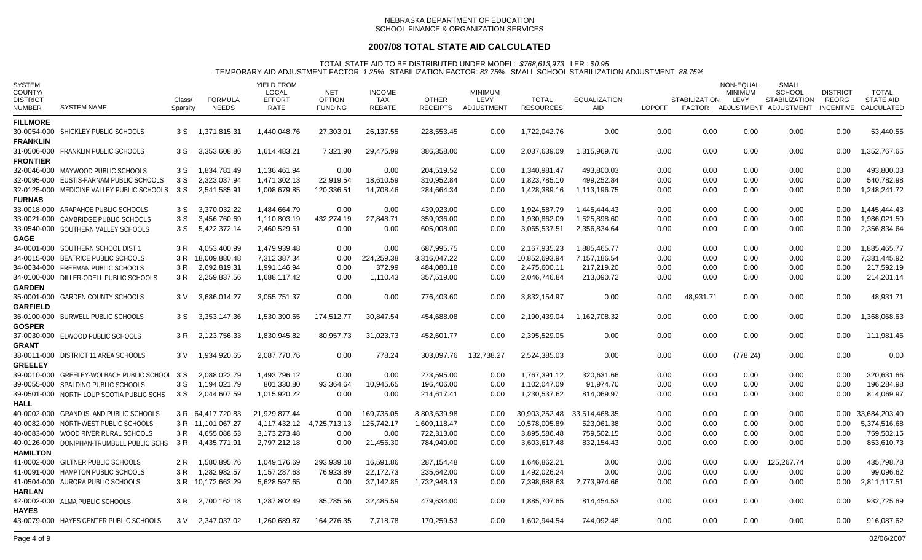NEBRASKA DEPARTMENT OF EDUCATION
SCHOOL FINANCE & ORGANIZATION SERVICES

# 2007/08 TOTAL STATE AID CALCULATED

TOTAL STATE AID TO BE DISTRIBUTED UNDER MODEL: *$768,613,973* LER : $0.95
TEMPORARY AID ADJUSTMENT FACTOR: *1.25%* STABILIZATION FACTOR: *83.75%* SMALL SCHOOL STABILIZATION ADJUSTMENT: *88.75%*

| SYSTEM COUNTY/ DISTRICT NUMBER | SYSTEM NAME | Class/ Sparsity | FORMULA NEEDS | YIELD FROM LOCAL EFFORT RATE | NET OPTION FUNDING | INCOME TAX REBATE | OTHER RECEIPTS | MINIMUM LEVY ADJUSTMENT | TOTAL RESOURCES | EQUALIZATION AID | LOPOFF | STABILIZATION FACTOR | NON-EQUAL. MINIMUM LEVY ADJUSTMENT | SMALL SCHOOL STABILIZATION ADJUSTMENT | DISTRICT REORG INCENTIVE | TOTAL STATE AID CALCULATED |
|---|---|---|---|---|---|---|---|---|---|---|---|---|---|---|---|---|
| **FILLMORE** | | | | | | | | | | | | | | | | |
| 30-0054-000 | SHICKLEY PUBLIC SCHOOLS | 3 S | 1,371,815.31 | 1,440,048.76 | 27,303.01 | 26,137.55 | 228,553.45 | 0.00 | 1,722,042.76 | 0.00 | 0.00 | 0.00 | 0.00 | 0.00 | 0.00 | 53,440.55 |
| **FRANKLIN** | | | | | | | | | | | | | | | | |
| 31-0506-000 | FRANKLIN PUBLIC SCHOOLS | 3 S | 3,353,608.86 | 1,614,483.21 | 7,321.90 | 29,475.99 | 386,358.00 | 0.00 | 2,037,639.09 | 1,315,969.76 | 0.00 | 0.00 | 0.00 | 0.00 | 0.00 | 1,352,767.65 |
| **FRONTIER** | | | | | | | | | | | | | | | | |
| 32-0046-000 | MAYWOOD PUBLIC SCHOOLS | 3 S | 1,834,781.49 | 1,136,461.94 | 0.00 | 0.00 | 204,519.52 | 0.00 | 1,340,981.47 | 493,800.03 | 0.00 | 0.00 | 0.00 | 0.00 | 0.00 | 493,800.03 |
| 32-0095-000 | EUSTIS-FARNAM PUBLIC SCHOOLS | 3 S | 2,323,037.94 | 1,471,302.13 | 22,919.54 | 18,610.59 | 310,952.84 | 0.00 | 1,823,785.10 | 499,252.84 | 0.00 | 0.00 | 0.00 | 0.00 | 0.00 | 540,782.98 |
| 32-0125-000 | MEDICINE VALLEY PUBLIC SCHOOLS | 3 S | 2,541,585.91 | 1,008,679.85 | 120,336.51 | 14,708.46 | 284,664.34 | 0.00 | 1,428,389.16 | 1,113,196.75 | 0.00 | 0.00 | 0.00 | 0.00 | 0.00 | 1,248,241.72 |
| **FURNAS** | | | | | | | | | | | | | | | | |
| 33-0018-000 | ARAPAHOE PUBLIC SCHOOLS | 3 S | 3,370,032.22 | 1,484,664.79 | 0.00 | 0.00 | 439,923.00 | 0.00 | 1,924,587.79 | 1,445,444.43 | 0.00 | 0.00 | 0.00 | 0.00 | 0.00 | 1,445,444.43 |
| 33-0021-000 | CAMBRIDGE PUBLIC SCHOOLS | 3 S | 3,456,760.69 | 1,110,803.19 | 432,274.19 | 27,848.71 | 359,936.00 | 0.00 | 1,930,862.09 | 1,525,898.60 | 0.00 | 0.00 | 0.00 | 0.00 | 0.00 | 1,986,021.50 |
| 33-0540-000 | SOUTHERN VALLEY SCHOOLS | 3 S | 5,422,372.14 | 2,460,529.51 | 0.00 | 0.00 | 605,008.00 | 0.00 | 3,065,537.51 | 2,356,834.64 | 0.00 | 0.00 | 0.00 | 0.00 | 0.00 | 2,356,834.64 |
| **GAGE** | | | | | | | | | | | | | | | | |
| 34-0001-000 | SOUTHERN SCHOOL DIST 1 | 3 R | 4,053,400.99 | 1,479,939.48 | 0.00 | 0.00 | 687,995.75 | 0.00 | 2,167,935.23 | 1,885,465.77 | 0.00 | 0.00 | 0.00 | 0.00 | 0.00 | 1,885,465.77 |
| 34-0015-000 | BEATRICE PUBLIC SCHOOLS | 3 R | 18,009,880.48 | 7,312,387.34 | 0.00 | 224,259.38 | 3,316,047.22 | 0.00 | 10,852,693.94 | 7,157,186.54 | 0.00 | 0.00 | 0.00 | 0.00 | 0.00 | 7,381,445.92 |
| 34-0034-000 | FREEMAN PUBLIC SCHOOLS | 3 R | 2,692,819.31 | 1,991,146.94 | 0.00 | 372.99 | 484,080.18 | 0.00 | 2,475,600.11 | 217,219.20 | 0.00 | 0.00 | 0.00 | 0.00 | 0.00 | 217,592.19 |
| 34-0100-000 | DILLER-ODELL PUBLIC SCHOOLS | 3 R | 2,259,837.56 | 1,688,117.42 | 0.00 | 1,110.43 | 357,519.00 | 0.00 | 2,046,746.84 | 213,090.72 | 0.00 | 0.00 | 0.00 | 0.00 | 0.00 | 214,201.14 |
| **GARDEN** | | | | | | | | | | | | | | | | |
| 35-0001-000 | GARDEN COUNTY SCHOOLS | 3 V | 3,686,014.27 | 3,055,751.37 | 0.00 | 0.00 | 776,403.60 | 0.00 | 3,832,154.97 | 0.00 | 0.00 | 48,931.71 | 0.00 | 0.00 | 0.00 | 48,931.71 |
| **GARFIELD** | | | | | | | | | | | | | | | | |
| 36-0100-000 | BURWELL PUBLIC SCHOOLS | 3 S | 3,353,147.36 | 1,530,390.65 | 174,512.77 | 30,847.54 | 454,688.08 | 0.00 | 2,190,439.04 | 1,162,708.32 | 0.00 | 0.00 | 0.00 | 0.00 | 0.00 | 1,368,068.63 |
| **GOSPER** | | | | | | | | | | | | | | | | |
| 37-0030-000 | ELWOOD PUBLIC SCHOOLS | 3 R | 2,123,756.33 | 1,830,945.82 | 80,957.73 | 31,023.73 | 452,601.77 | 0.00 | 2,395,529.05 | 0.00 | 0.00 | 0.00 | 0.00 | 0.00 | 0.00 | 111,981.46 |
| **GRANT** | | | | | | | | | | | | | | | | |
| 38-0011-000 | DISTRICT 11 AREA SCHOOLS | 3 V | 1,934,920.65 | 2,087,770.76 | 0.00 | 778.24 | 303,097.76 | 132,738.27 | 2,524,385.03 | 0.00 | 0.00 | 0.00 | (778.24) | 0.00 | 0.00 | 0.00 |
| **GREELEY** | | | | | | | | | | | | | | | | |
| 39-0010-000 | GREELEY-WOLBACH PUBLIC SCHOOL | 3 S | 2,088,022.79 | 1,493,796.12 | 0.00 | 0.00 | 273,595.00 | 0.00 | 1,767,391.12 | 320,631.66 | 0.00 | 0.00 | 0.00 | 0.00 | 0.00 | 320,631.66 |
| 39-0055-000 | SPALDING PUBLIC SCHOOLS | 3 S | 1,194,021.79 | 801,330.80 | 93,364.64 | 10,945.65 | 196,406.00 | 0.00 | 1,102,047.09 | 91,974.70 | 0.00 | 0.00 | 0.00 | 0.00 | 0.00 | 196,284.98 |
| 39-0501-000 | NORTH LOUP SCOTIA PUBLIC SCHS | 3 S | 2,044,607.59 | 1,015,920.22 | 0.00 | 0.00 | 214,617.41 | 0.00 | 1,230,537.62 | 814,069.97 | 0.00 | 0.00 | 0.00 | 0.00 | 0.00 | 814,069.97 |
| **HALL** | | | | | | | | | | | | | | | | |
| 40-0002-000 | GRAND ISLAND PUBLIC SCHOOLS | 3 R | 64,417,720.83 | 21,929,877.44 | 0.00 | 169,735.05 | 8,803,639.98 | 0.00 | 30,903,252.48 | 33,514,468.35 | 0.00 | 0.00 | 0.00 | 0.00 | 0.00 | 33,684,203.40 |
| 40-0082-000 | NORTHWEST PUBLIC SCHOOLS | 3 R | 11,101,067.27 | 4,117,432.12 | 4,725,713.13 | 125,742.17 | 1,609,118.47 | 0.00 | 10,578,005.89 | 523,061.38 | 0.00 | 0.00 | 0.00 | 0.00 | 0.00 | 5,374,516.68 |
| 40-0083-000 | WOOD RIVER RURAL SCHOOLS | 3 R | 4,655,088.63 | 3,173,273.48 | 0.00 | 0.00 | 722,313.00 | 0.00 | 3,895,586.48 | 759,502.15 | 0.00 | 0.00 | 0.00 | 0.00 | 0.00 | 759,502.15 |
| 40-0126-000 | DONIPHAN-TRUMBULL PUBLIC SCHS | 3 R | 4,435,771.91 | 2,797,212.18 | 0.00 | 21,456.30 | 784,949.00 | 0.00 | 3,603,617.48 | 832,154.43 | 0.00 | 0.00 | 0.00 | 0.00 | 0.00 | 853,610.73 |
| **HAMILTON** | | | | | | | | | | | | | | | | |
| 41-0002-000 | GILTNER PUBLIC SCHOOLS | 2 R | 1,580,895.76 | 1,049,176.69 | 293,939.18 | 16,591.86 | 287,154.48 | 0.00 | 1,646,862.21 | 0.00 | 0.00 | 0.00 | 0.00 | 125,267.74 | 0.00 | 435,798.78 |
| 41-0091-000 | HAMPTON PUBLIC SCHOOLS | 3 R | 1,282,982.57 | 1,157,287.63 | 76,923.89 | 22,172.73 | 235,642.00 | 0.00 | 1,492,026.24 | 0.00 | 0.00 | 0.00 | 0.00 | 0.00 | 0.00 | 99,096.62 |
| 41-0504-000 | AURORA PUBLIC SCHOOLS | 3 R | 10,172,663.29 | 5,628,597.65 | 0.00 | 37,142.85 | 1,732,948.13 | 0.00 | 7,398,688.63 | 2,773,974.66 | 0.00 | 0.00 | 0.00 | 0.00 | 0.00 | 2,811,117.51 |
| **HARLAN** | | | | | | | | | | | | | | | | |
| 42-0002-000 | ALMA PUBLIC SCHOOLS | 3 R | 2,700,162.18 | 1,287,802.49 | 85,785.56 | 32,485.59 | 479,634.00 | 0.00 | 1,885,707.65 | 814,454.53 | 0.00 | 0.00 | 0.00 | 0.00 | 0.00 | 932,725.69 |
| **HAYES** | | | | | | | | | | | | | | | | |
| 43-0079-000 | HAYES CENTER PUBLIC SCHOOLS | 3 V | 2,347,037.02 | 1,260,689.87 | 164,276.35 | 7,718.78 | 170,259.53 | 0.00 | 1,602,944.54 | 744,092.48 | 0.00 | 0.00 | 0.00 | 0.00 | 0.00 | 916,087.62 |

02/06/2007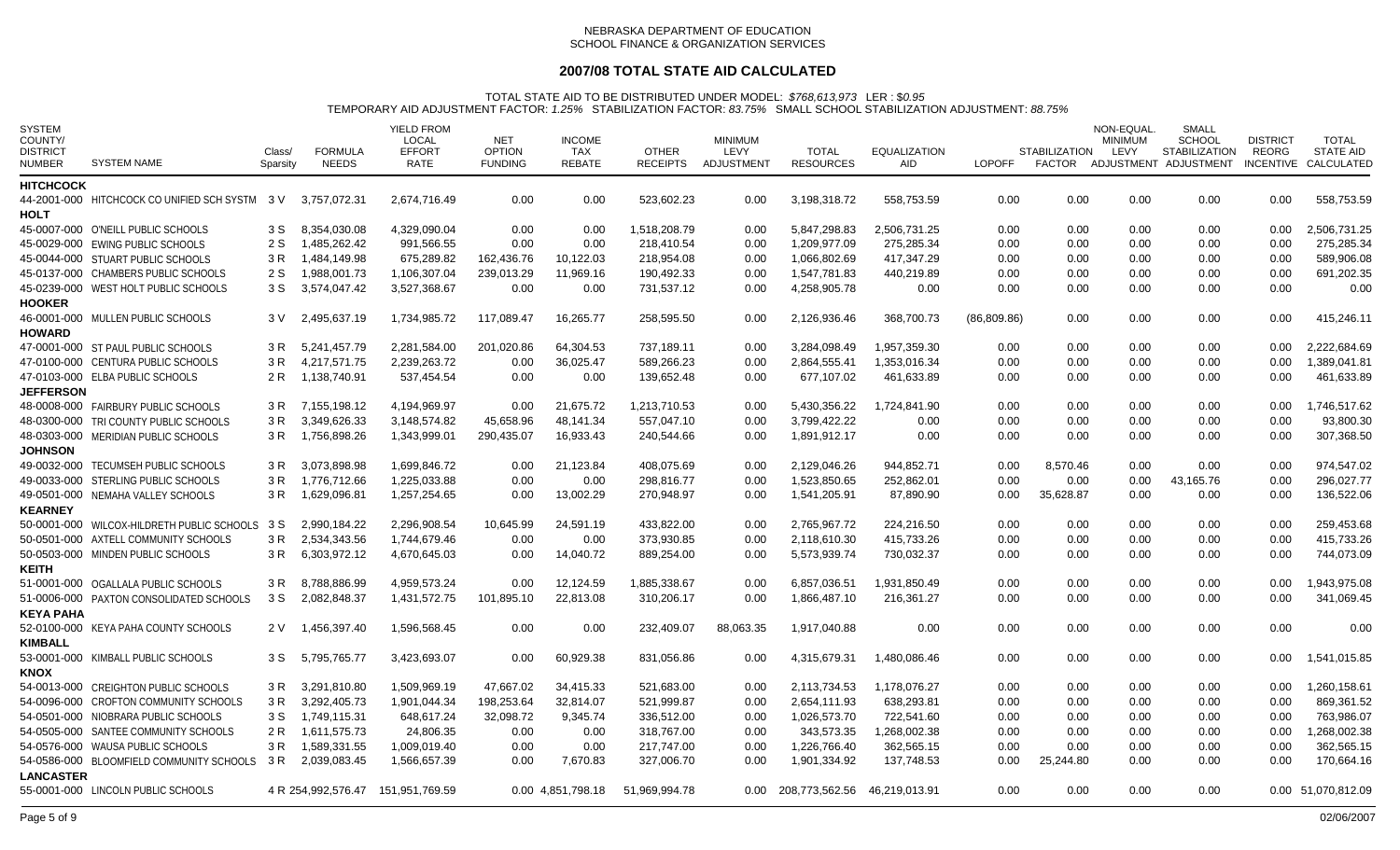NEBRASKA DEPARTMENT OF EDUCATION
SCHOOL FINANCE & ORGANIZATION SERVICES

# 2007/08 TOTAL STATE AID CALCULATED

TOTAL STATE AID TO BE DISTRIBUTED UNDER MODEL: *$768,613,973* LER : *$0.95*
TEMPORARY AID ADJUSTMENT FACTOR: *1.25%* STABILIZATION FACTOR: *83.75%* SMALL SCHOOL STABILIZATION ADJUSTMENT: *88.75%*

| SYSTEM COUNTY/ DISTRICT NUMBER | SYSTEM NAME | Class/ Sparsity | FORMULA NEEDS | YIELD FROM LOCAL EFFORT RATE | NET OPTION FUNDING | INCOME TAX REBATE | OTHER RECEIPTS | MINIMUM LEVY ADJUSTMENT | TOTAL RESOURCES | EQUALIZATION AID | LOPOFF | STABILIZATION FACTOR | NON-EQUAL. MINIMUM LEVY ADJUSTMENT | SMALL SCHOOL STABILIZATION ADJUSTMENT | DISTRICT REORG INCENTIVE | TOTAL STATE AID CALCULATED |
|---|---|---|---|---|---|---|---|---|---|---|---|---|---|---|---|---|
| **HITCHCOCK** | | | | | | | | | | | | | | | | |
| 44-2001-000 | HITCHCOCK CO UNIFIED SCH SYSTM | 3 V | 3,757,072.31 | 2,674,716.49 | 0.00 | 0.00 | 523,602.23 | 0.00 | 3,198,318.72 | 558,753.59 | 0.00 | 0.00 | 0.00 | 0.00 | 0.00 | 558,753.59 |
| **HOLT** | | | | | | | | | | | | | | | | |
| 45-0007-000 | O'NEILL PUBLIC SCHOOLS | 3 S | 8,354,030.08 | 4,329,090.04 | 0.00 | 0.00 | 1,518,208.79 | 0.00 | 5,847,298.83 | 2,506,731.25 | 0.00 | 0.00 | 0.00 | 0.00 | 0.00 | 2,506,731.25 |
| 45-0029-000 | EWING PUBLIC SCHOOLS | 2 S | 1,485,262.42 | 991,566.55 | 0.00 | 0.00 | 218,410.54 | 0.00 | 1,209,977.09 | 275,285.34 | 0.00 | 0.00 | 0.00 | 0.00 | 0.00 | 275,285.34 |
| 45-0044-000 | STUART PUBLIC SCHOOLS | 3 R | 1,484,149.98 | 675,289.82 | 162,436.76 | 10,122.03 | 218,954.08 | 0.00 | 1,066,802.69 | 417,347.29 | 0.00 | 0.00 | 0.00 | 0.00 | 0.00 | 589,906.08 |
| 45-0137-000 | CHAMBERS PUBLIC SCHOOLS | 2 S | 1,988,001.73 | 1,106,307.04 | 239,013.29 | 11,969.16 | 190,492.33 | 0.00 | 1,547,781.83 | 440,219.89 | 0.00 | 0.00 | 0.00 | 0.00 | 0.00 | 691,202.35 |
| 45-0239-000 | WEST HOLT PUBLIC SCHOOLS | 3 S | 3,574,047.42 | 3,527,368.67 | 0.00 | 0.00 | 731,537.12 | 0.00 | 4,258,905.78 | 0.00 | 0.00 | 0.00 | 0.00 | 0.00 | 0.00 | 0.00 |
| **HOOKER** | | | | | | | | | | | | | | | | |
| 46-0001-000 | MULLEN PUBLIC SCHOOLS | 3 V | 2,495,637.19 | 1,734,985.72 | 117,089.47 | 16,265.77 | 258,595.50 | 0.00 | 2,126,936.46 | 368,700.73 | (86,809.86) | 0.00 | 0.00 | 0.00 | 0.00 | 415,246.11 |
| **HOWARD** | | | | | | | | | | | | | | | | |
| 47-0001-000 | ST PAUL PUBLIC SCHOOLS | 3 R | 5,241,457.79 | 2,281,584.00 | 201,020.86 | 64,304.53 | 737,189.11 | 0.00 | 3,284,098.49 | 1,957,359.30 | 0.00 | 0.00 | 0.00 | 0.00 | 0.00 | 2,222,684.69 |
| 47-0100-000 | CENTURA PUBLIC SCHOOLS | 3 R | 4,217,571.75 | 2,239,263.72 | 0.00 | 36,025.47 | 589,266.23 | 0.00 | 2,864,555.41 | 1,353,016.34 | 0.00 | 0.00 | 0.00 | 0.00 | 0.00 | 1,389,041.81 |
| 47-0103-000 | ELBA PUBLIC SCHOOLS | 2 R | 1,138,740.91 | 537,454.54 | 0.00 | 0.00 | 139,652.48 | 0.00 | 677,107.02 | 461,633.89 | 0.00 | 0.00 | 0.00 | 0.00 | 0.00 | 461,633.89 |
| **JEFFERSON** | | | | | | | | | | | | | | | | |
| 48-0008-000 | FAIRBURY PUBLIC SCHOOLS | 3 R | 7,155,198.12 | 4,194,969.97 | 0.00 | 21,675.72 | 1,213,710.53 | 0.00 | 5,430,356.22 | 1,724,841.90 | 0.00 | 0.00 | 0.00 | 0.00 | 0.00 | 1,746,517.62 |
| 48-0300-000 | TRI COUNTY PUBLIC SCHOOLS | 3 R | 3,349,626.33 | 3,148,574.82 | 45,658.96 | 48,141.34 | 557,047.10 | 0.00 | 3,799,422.22 | 0.00 | 0.00 | 0.00 | 0.00 | 0.00 | 0.00 | 93,800.30 |
| 48-0303-000 | MERIDIAN PUBLIC SCHOOLS | 3 R | 1,756,898.26 | 1,343,999.01 | 290,435.07 | 16,933.43 | 240,544.66 | 0.00 | 1,891,912.17 | 0.00 | 0.00 | 0.00 | 0.00 | 0.00 | 0.00 | 307,368.50 |
| **JOHNSON** | | | | | | | | | | | | | | | | |
| 49-0032-000 | TECUMSEH PUBLIC SCHOOLS | 3 R | 3,073,898.98 | 1,699,846.72 | 0.00 | 21,123.84 | 408,075.69 | 0.00 | 2,129,046.26 | 944,852.71 | 0.00 | 8,570.46 | 0.00 | 0.00 | 0.00 | 974,547.02 |
| 49-0033-000 | STERLING PUBLIC SCHOOLS | 3 R | 1,776,712.66 | 1,225,033.88 | 0.00 | 0.00 | 298,816.77 | 0.00 | 1,523,850.65 | 252,862.01 | 0.00 | 0.00 | 0.00 | 43,165.76 | 0.00 | 296,027.77 |
| 49-0501-000 | NEMAHA VALLEY SCHOOLS | 3 R | 1,629,096.81 | 1,257,254.65 | 0.00 | 13,002.29 | 270,948.97 | 0.00 | 1,541,205.91 | 87,890.90 | 0.00 | 35,628.87 | 0.00 | 0.00 | 0.00 | 136,522.06 |
| **KEARNEY** | | | | | | | | | | | | | | | | |
| 50-0001-000 | WILCOX-HILDRETH PUBLIC SCHOOLS | 3 S | 2,990,184.22 | 2,296,908.54 | 10,645.99 | 24,591.19 | 433,822.00 | 0.00 | 2,765,967.72 | 224,216.50 | 0.00 | 0.00 | 0.00 | 0.00 | 0.00 | 259,453.68 |
| 50-0501-000 | AXTELL COMMUNITY SCHOOLS | 3 R | 2,534,343.56 | 1,744,679.46 | 0.00 | 0.00 | 373,930.85 | 0.00 | 2,118,610.30 | 415,733.26 | 0.00 | 0.00 | 0.00 | 0.00 | 0.00 | 415,733.26 |
| 50-0503-000 | MINDEN PUBLIC SCHOOLS | 3 R | 6,303,972.12 | 4,670,645.03 | 0.00 | 14,040.72 | 889,254.00 | 0.00 | 5,573,939.74 | 730,032.37 | 0.00 | 0.00 | 0.00 | 0.00 | 0.00 | 744,073.09 |
| **KEITH** | | | | | | | | | | | | | | | | |
| 51-0001-000 | OGALLALA PUBLIC SCHOOLS | 3 R | 8,788,886.99 | 4,959,573.24 | 0.00 | 12,124.59 | 1,885,338.67 | 0.00 | 6,857,036.51 | 1,931,850.49 | 0.00 | 0.00 | 0.00 | 0.00 | 0.00 | 1,943,975.08 |
| 51-0006-000 | PAXTON CONSOLIDATED SCHOOLS | 3 S | 2,082,848.37 | 1,431,572.75 | 101,895.10 | 22,813.08 | 310,206.17 | 0.00 | 1,866,487.10 | 216,361.27 | 0.00 | 0.00 | 0.00 | 0.00 | 0.00 | 341,069.45 |
| **KEYA PAHA** | | | | | | | | | | | | | | | | |
| 52-0100-000 | KEYA PAHA COUNTY SCHOOLS | 2 V | 1,456,397.40 | 1,596,568.45 | 0.00 | 0.00 | 232,409.07 | 88,063.35 | 1,917,040.88 | 0.00 | 0.00 | 0.00 | 0.00 | 0.00 | 0.00 | 0.00 |
| **KIMBALL** | | | | | | | | | | | | | | | | |
| 53-0001-000 | KIMBALL PUBLIC SCHOOLS | 3 S | 5,795,765.77 | 3,423,693.07 | 0.00 | 60,929.38 | 831,056.86 | 0.00 | 4,315,679.31 | 1,480,086.46 | 0.00 | 0.00 | 0.00 | 0.00 | 0.00 | 1,541,015.85 |
| **KNOX** | | | | | | | | | | | | | | | | |
| 54-0013-000 | CREIGHTON PUBLIC SCHOOLS | 3 R | 3,291,810.80 | 1,509,969.19 | 47,667.02 | 34,415.33 | 521,683.00 | 0.00 | 2,113,734.53 | 1,178,076.27 | 0.00 | 0.00 | 0.00 | 0.00 | 0.00 | 1,260,158.61 |
| 54-0096-000 | CROFTON COMMUNITY SCHOOLS | 3 R | 3,292,405.73 | 1,901,044.34 | 198,253.64 | 32,814.07 | 521,999.87 | 0.00 | 2,654,111.93 | 638,293.81 | 0.00 | 0.00 | 0.00 | 0.00 | 0.00 | 869,361.52 |
| 54-0501-000 | NIOBRARA PUBLIC SCHOOLS | 3 S | 1,749,115.31 | 648,617.24 | 32,098.72 | 9,345.74 | 336,512.00 | 0.00 | 1,026,573.70 | 722,541.60 | 0.00 | 0.00 | 0.00 | 0.00 | 0.00 | 763,986.07 |
| 54-0505-000 | SANTEE COMMUNITY SCHOOLS | 2 R | 1,611,575.73 | 24,806.35 | 0.00 | 0.00 | 318,767.00 | 0.00 | 343,573.35 | 1,268,002.38 | 0.00 | 0.00 | 0.00 | 0.00 | 0.00 | 1,268,002.38 |
| 54-0576-000 | WAUSA PUBLIC SCHOOLS | 3 R | 1,589,331.55 | 1,009,019.40 | 0.00 | 0.00 | 217,747.00 | 0.00 | 1,226,766.40 | 362,565.15 | 0.00 | 0.00 | 0.00 | 0.00 | 0.00 | 362,565.15 |
| 54-0586-000 | BLOOMFIELD COMMUNITY SCHOOLS | 3 R | 2,039,083.45 | 1,566,657.39 | 0.00 | 7,670.83 | 327,006.70 | 0.00 | 1,901,334.92 | 137,748.53 | 0.00 | 25,244.80 | 0.00 | 0.00 | 0.00 | 170,664.16 |
| **LANCASTER** | | | | | | | | | | | | | | | | |
| 55-0001-000 | LINCOLN PUBLIC SCHOOLS | 4 R | 254,992,576.47 | 151,951,769.59 | 0.00 | 4,851,798.18 | 51,969,994.78 | 0.00 | 208,773,562.56 | 46,219,013.91 | 0.00 | 0.00 | 0.00 | 0.00 | 0.00 | 51,070,812.09 |

02/06/2007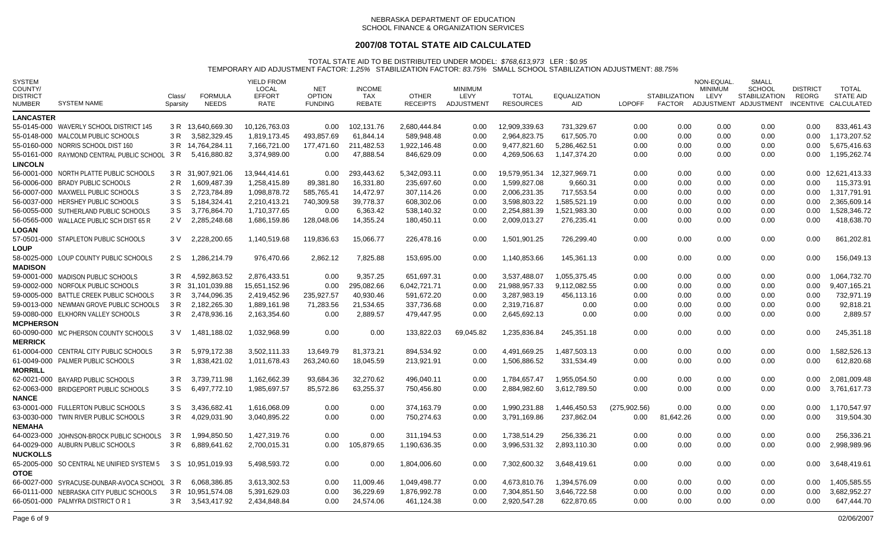NEBRASKA DEPARTMENT OF EDUCATION
SCHOOL FINANCE & ORGANIZATION SERVICES

# 2007/08 TOTAL STATE AID CALCULATED

TOTAL STATE AID TO BE DISTRIBUTED UNDER MODEL: *$768,613,973* LER : *$0.95*
TEMPORARY AID ADJUSTMENT FACTOR: *1.25%* STABILIZATION FACTOR: *83.75%* SMALL SCHOOL STABILIZATION ADJUSTMENT: *88.75%*

| SYSTEM COUNTY/ DISTRICT NUMBER | SYSTEM NAME | Class/ Sparsity | FORMULA NEEDS | YIELD FROM LOCAL EFFORT RATE | NET OPTION FUNDING | INCOME TAX REBATE | OTHER RECEIPTS | MINIMUM LEVY ADJUSTMENT | TOTAL RESOURCES | EQUALIZATION AID | LOPOFF | STABILIZATION FACTOR | NON-EQUAL. MINIMUM LEVY ADJUSTMENT | SMALL SCHOOL STABILIZATION ADJUSTMENT | DISTRICT REORG INCENTIVE | TOTAL STATE AID CALCULATED |
|---|---|---|---|---|---|---|---|---|---|---|---|---|---|---|---|---|
| **LANCASTER** | | | | | | | | | | | | | | | | |
| 55-0145-000 | WAVERLY SCHOOL DISTRICT 145 | 3 R | 13,640,669.30 | 10,126,763.03 | 0.00 | 102,131.76 | 2,680,444.84 | 0.00 | 12,909,339.63 | 731,329.67 | 0.00 | 0.00 | 0.00 | 0.00 | 0.00 | 833,461.43 |
| 55-0148-000 | MALCOLM PUBLIC SCHOOLS | 3 R | 3,582,329.45 | 1,819,173.45 | 493,857.69 | 61,844.14 | 589,948.48 | 0.00 | 2,964,823.75 | 617,505.70 | 0.00 | 0.00 | 0.00 | 0.00 | 0.00 | 1,173,207.52 |
| 55-0160-000 | NORRIS SCHOOL DIST 160 | 3 R | 14,764,284.11 | 7,166,721.00 | 177,471.60 | 211,482.53 | 1,922,146.48 | 0.00 | 9,477,821.60 | 5,286,462.51 | 0.00 | 0.00 | 0.00 | 0.00 | 0.00 | 5,675,416.63 |
| 55-0161-000 | RAYMOND CENTRAL PUBLIC SCHOOL | 3 R | 5,416,880.82 | 3,374,989.00 | 0.00 | 47,888.54 | 846,629.09 | 0.00 | 4,269,506.63 | 1,147,374.20 | 0.00 | 0.00 | 0.00 | 0.00 | 0.00 | 1,195,262.74 |
| **LINCOLN** | | | | | | | | | | | | | | | | |
| 56-0001-000 | NORTH PLATTE PUBLIC SCHOOLS | 3 R | 31,907,921.06 | 13,944,414.61 | 0.00 | 293,443.62 | 5,342,093.11 | 0.00 | 19,579,951.34 | 12,327,969.71 | 0.00 | 0.00 | 0.00 | 0.00 | 0.00 | 12,621,413.33 |
| 56-0006-000 | BRADY PUBLIC SCHOOLS | 2 R | 1,609,487.39 | 1,258,415.89 | 89,381.80 | 16,331.80 | 235,697.60 | 0.00 | 1,599,827.08 | 9,660.31 | 0.00 | 0.00 | 0.00 | 0.00 | 0.00 | 115,373.91 |
| 56-0007-000 | MAXWELL PUBLIC SCHOOLS | 3 S | 2,723,784.89 | 1,098,878.72 | 585,765.41 | 14,472.97 | 307,114.26 | 0.00 | 2,006,231.35 | 717,553.54 | 0.00 | 0.00 | 0.00 | 0.00 | 0.00 | 1,317,791.91 |
| 56-0037-000 | HERSHEY PUBLIC SCHOOLS | 3 S | 5,184,324.41 | 2,210,413.21 | 740,309.58 | 39,778.37 | 608,302.06 | 0.00 | 3,598,803.22 | 1,585,521.19 | 0.00 | 0.00 | 0.00 | 0.00 | 0.00 | 2,365,609.14 |
| 56-0055-000 | SUTHERLAND PUBLIC SCHOOLS | 3 S | 3,776,864.70 | 1,710,377.65 | 0.00 | 6,363.42 | 538,140.32 | 0.00 | 2,254,881.39 | 1,521,983.30 | 0.00 | 0.00 | 0.00 | 0.00 | 0.00 | 1,528,346.72 |
| 56-0565-000 | WALLACE PUBLIC SCH DIST 65 R | 2 V | 2,285,248.68 | 1,686,159.86 | 128,048.06 | 14,355.24 | 180,450.11 | 0.00 | 2,009,013.27 | 276,235.41 | 0.00 | 0.00 | 0.00 | 0.00 | 0.00 | 418,638.70 |
| **LOGAN** | | | | | | | | | | | | | | | | |
| 57-0501-000 | STAPLETON PUBLIC SCHOOLS | 3 V | 2,228,200.65 | 1,140,519.68 | 119,836.63 | 15,066.77 | 226,478.16 | 0.00 | 1,501,901.25 | 726,299.40 | 0.00 | 0.00 | 0.00 | 0.00 | 0.00 | 861,202.81 |
| **LOUP** | | | | | | | | | | | | | | | | |
| 58-0025-000 | LOUP COUNTY PUBLIC SCHOOLS | 2 S | 1,286,214.79 | 976,470.66 | 2,862.12 | 7,825.88 | 153,695.00 | 0.00 | 1,140,853.66 | 145,361.13 | 0.00 | 0.00 | 0.00 | 0.00 | 0.00 | 156,049.13 |
| **MADISON** | | | | | | | | | | | | | | | | |
| 59-0001-000 | MADISON PUBLIC SCHOOLS | 3 R | 4,592,863.52 | 2,876,433.51 | 0.00 | 9,357.25 | 651,697.31 | 0.00 | 3,537,488.07 | 1,055,375.45 | 0.00 | 0.00 | 0.00 | 0.00 | 0.00 | 1,064,732.70 |
| 59-0002-000 | NORFOLK PUBLIC SCHOOLS | 3 R | 31,101,039.88 | 15,651,152.96 | 0.00 | 295,082.66 | 6,042,721.71 | 0.00 | 21,988,957.33 | 9,112,082.55 | 0.00 | 0.00 | 0.00 | 0.00 | 0.00 | 9,407,165.21 |
| 59-0005-000 | BATTLE CREEK PUBLIC SCHOOLS | 3 R | 3,744,096.35 | 2,419,452.96 | 235,927.57 | 40,930.46 | 591,672.20 | 0.00 | 3,287,983.19 | 456,113.16 | 0.00 | 0.00 | 0.00 | 0.00 | 0.00 | 732,971.19 |
| 59-0013-000 | NEWMAN GROVE PUBLIC SCHOOLS | 3 R | 2,182,265.30 | 1,889,161.98 | 71,283.56 | 21,534.65 | 337,736.68 | 0.00 | 2,319,716.87 | 0.00 | 0.00 | 0.00 | 0.00 | 0.00 | 0.00 | 92,818.21 |
| 59-0080-000 | ELKHORN VALLEY SCHOOLS | 3 R | 2,478,936.16 | 2,163,354.60 | 0.00 | 2,889.57 | 479,447.95 | 0.00 | 2,645,692.13 | 0.00 | 0.00 | 0.00 | 0.00 | 0.00 | 0.00 | 2,889.57 |
| **MCPHERSON** | | | | | | | | | | | | | | | | |
| 60-0090-000 | MC PHERSON COUNTY SCHOOLS | 3 V | 1,481,188.02 | 1,032,968.99 | 0.00 | 0.00 | 133,822.03 | 69,045.82 | 1,235,836.84 | 245,351.18 | 0.00 | 0.00 | 0.00 | 0.00 | 0.00 | 245,351.18 |
| **MERRICK** | | | | | | | | | | | | | | | | |
| 61-0004-000 | CENTRAL CITY PUBLIC SCHOOLS | 3 R | 5,979,172.38 | 3,502,111.33 | 13,649.79 | 81,373.21 | 894,534.92 | 0.00 | 4,491,669.25 | 1,487,503.13 | 0.00 | 0.00 | 0.00 | 0.00 | 0.00 | 1,582,526.13 |
| 61-0049-000 | PALMER PUBLIC SCHOOLS | 3 R | 1,838,421.02 | 1,011,678.43 | 263,240.60 | 18,045.59 | 213,921.91 | 0.00 | 1,506,886.52 | 331,534.49 | 0.00 | 0.00 | 0.00 | 0.00 | 0.00 | 612,820.68 |
| **MORRILL** | | | | | | | | | | | | | | | | |
| 62-0021-000 | BAYARD PUBLIC SCHOOLS | 3 R | 3,739,711.98 | 1,162,662.39 | 93,684.36 | 32,270.62 | 496,040.11 | 0.00 | 1,784,657.47 | 1,955,054.50 | 0.00 | 0.00 | 0.00 | 0.00 | 0.00 | 2,081,009.48 |
| 62-0063-000 | BRIDGEPORT PUBLIC SCHOOLS | 3 S | 6,497,772.10 | 1,985,697.57 | 85,572.86 | 63,255.37 | 750,456.80 | 0.00 | 2,884,982.60 | 3,612,789.50 | 0.00 | 0.00 | 0.00 | 0.00 | 0.00 | 3,761,617.73 |
| **NANCE** | | | | | | | | | | | | | | | | |
| 63-0001-000 | FULLERTON PUBLIC SCHOOLS | 3 S | 3,436,682.41 | 1,616,068.09 | 0.00 | 0.00 | 374,163.79 | 0.00 | 1,990,231.88 | 1,446,450.53 | (275,902.56) | 0.00 | 0.00 | 0.00 | 0.00 | 1,170,547.97 |
| 63-0030-000 | TWIN RIVER PUBLIC SCHOOLS | 3 R | 4,029,031.90 | 3,040,895.22 | 0.00 | 0.00 | 750,274.63 | 0.00 | 3,791,169.86 | 237,862.04 | 0.00 | 81,642.26 | 0.00 | 0.00 | 0.00 | 319,504.30 |
| **NEMAHA** | | | | | | | | | | | | | | | | |
| 64-0023-000 | JOHNSON-BROCK PUBLIC SCHOOLS | 3 R | 1,994,850.50 | 1,427,319.76 | 0.00 | 0.00 | 311,194.53 | 0.00 | 1,738,514.29 | 256,336.21 | 0.00 | 0.00 | 0.00 | 0.00 | 0.00 | 256,336.21 |
| 64-0029-000 | AUBURN PUBLIC SCHOOLS | 3 R | 6,889,641.62 | 2,700,015.31 | 0.00 | 105,879.65 | 1,190,636.35 | 0.00 | 3,996,531.32 | 2,893,110.30 | 0.00 | 0.00 | 0.00 | 0.00 | 0.00 | 2,998,989.96 |
| **NUCKOLLS** | | | | | | | | | | | | | | | | |
| 65-2005-000 | SO CENTRAL NE UNIFIED SYSTEM 5 | 3 S | 10,951,019.93 | 5,498,593.72 | 0.00 | 0.00 | 1,804,006.60 | 0.00 | 7,302,600.32 | 3,648,419.61 | 0.00 | 0.00 | 0.00 | 0.00 | 0.00 | 3,648,419.61 |
| **OTOE** | | | | | | | | | | | | | | | | |
| 66-0027-000 | SYRACUSE-DUNBAR-AVOCA SCHOOL | 3 R | 6,068,386.85 | 3,613,302.53 | 0.00 | 11,009.46 | 1,049,498.77 | 0.00 | 4,673,810.76 | 1,394,576.09 | 0.00 | 0.00 | 0.00 | 0.00 | 0.00 | 1,405,585.55 |
| 66-0111-000 | NEBRASKA CITY PUBLIC SCHOOLS | 3 R | 10,951,574.08 | 5,391,629.03 | 0.00 | 36,229.69 | 1,876,992.78 | 0.00 | 7,304,851.50 | 3,646,722.58 | 0.00 | 0.00 | 0.00 | 0.00 | 0.00 | 3,682,952.27 |
| 66-0501-000 | PALMYRA DISTRICT O R 1 | 3 R | 3,543,417.92 | 2,434,848.84 | 0.00 | 24,574.06 | 461,124.38 | 0.00 | 2,920,547.28 | 622,870.65 | 0.00 | 0.00 | 0.00 | 0.00 | 0.00 | 647,444.70 |

02/06/2007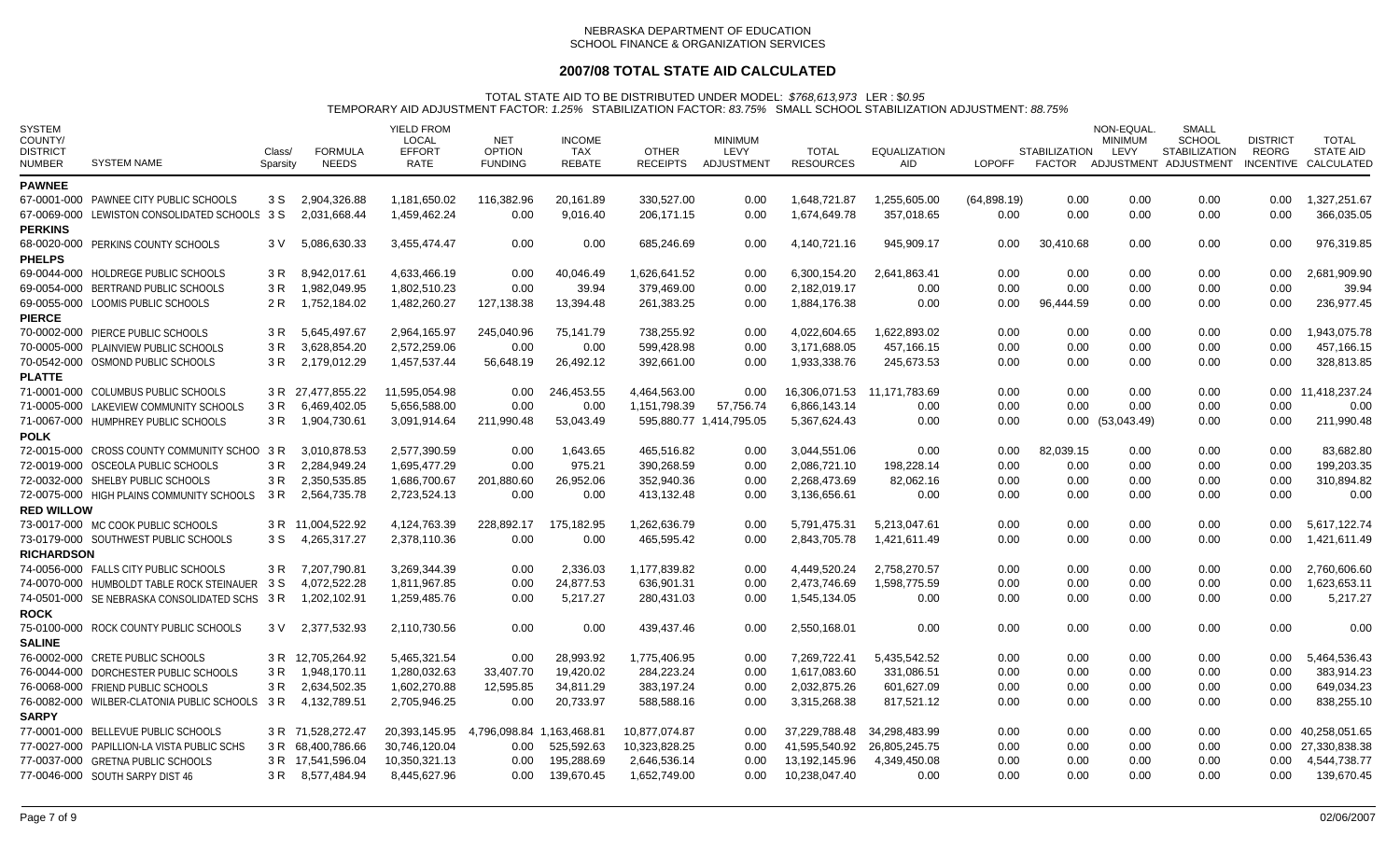NEBRASKA DEPARTMENT OF EDUCATION
SCHOOL FINANCE & ORGANIZATION SERVICES

# 2007/08 TOTAL STATE AID CALCULATED

TOTAL STATE AID TO BE DISTRIBUTED UNDER MODEL: *$768,613,973* LER : $0.95
TEMPORARY AID ADJUSTMENT FACTOR: *1.25%* STABILIZATION FACTOR: *83.75%* SMALL SCHOOL STABILIZATION ADJUSTMENT: *88.75%*

| SYSTEM COUNTY/ DISTRICT NUMBER | SYSTEM NAME | Class/ Sparsity | FORMULA NEEDS | YIELD FROM LOCAL EFFORT RATE | NET OPTION FUNDING | INCOME TAX REBATE | OTHER RECEIPTS | MINIMUM LEVY ADJUSTMENT | TOTAL RESOURCES | EQUALIZATION AID | LOPOFF | STABILIZATION FACTOR | NON-EQUAL. MINIMUM LEVY ADJUSTMENT | SMALL SCHOOL STABILIZATION ADJUSTMENT | DISTRICT REORG INCENTIVE | TOTAL STATE AID CALCULATED |
|---|---|---|---|---|---|---|---|---|---|---|---|---|---|---|---|---|
| **PAWNEE** | | | | | | | | | | | | | | | | |
| 67-0001-000 | PAWNEE CITY PUBLIC SCHOOLS | 3 S | 2,904,326.88 | 1,181,650.02 | 116,382.96 | 20,161.89 | 330,527.00 | 0.00 | 1,648,721.87 | 1,255,605.00 | (64,898.19) | 0.00 | 0.00 | 0.00 | 0.00 | 1,327,251.67 |
| 67-0069-000 | LEWISTON CONSOLIDATED SCHOOLS | 3 S | 2,031,668.44 | 1,459,462.24 | 0.00 | 9,016.40 | 206,171.15 | 0.00 | 1,674,649.78 | 357,018.65 | 0.00 | 0.00 | 0.00 | 0.00 | 0.00 | 366,035.05 |
| **PERKINS** | | | | | | | | | | | | | | | | |
| 68-0020-000 | PERKINS COUNTY SCHOOLS | 3 V | 5,086,630.33 | 3,455,474.47 | 0.00 | 0.00 | 685,246.69 | 0.00 | 4,140,721.16 | 945,909.17 | 0.00 | 30,410.68 | 0.00 | 0.00 | 0.00 | 976,319.85 |
| **PHELPS** | | | | | | | | | | | | | | | | |
| 69-0044-000 | HOLDREGE PUBLIC SCHOOLS | 3 R | 8,942,017.61 | 4,633,466.19 | 0.00 | 40,046.49 | 1,626,641.52 | 0.00 | 6,300,154.20 | 2,641,863.41 | 0.00 | 0.00 | 0.00 | 0.00 | 0.00 | 2,681,909.90 |
| 69-0054-000 | BERTRAND PUBLIC SCHOOLS | 3 R | 1,982,049.95 | 1,802,510.23 | 0.00 | 39.94 | 379,469.00 | 0.00 | 2,182,019.17 | 0.00 | 0.00 | 0.00 | 0.00 | 0.00 | 0.00 | 39.94 |
| 69-0055-000 | LOOMIS PUBLIC SCHOOLS | 2 R | 1,752,184.02 | 1,482,260.27 | 127,138.38 | 13,394.48 | 261,383.25 | 0.00 | 1,884,176.38 | 0.00 | 0.00 | 96,444.59 | 0.00 | 0.00 | 0.00 | 236,977.45 |
| **PIERCE** | | | | | | | | | | | | | | | | |
| 70-0002-000 | PIERCE PUBLIC SCHOOLS | 3 R | 5,645,497.67 | 2,964,165.97 | 245,040.96 | 75,141.79 | 738,255.92 | 0.00 | 4,022,604.65 | 1,622,893.02 | 0.00 | 0.00 | 0.00 | 0.00 | 0.00 | 1,943,075.78 |
| 70-0005-000 | PLAINVIEW PUBLIC SCHOOLS | 3 R | 3,628,854.20 | 2,572,259.06 | 0.00 | 0.00 | 599,428.98 | 0.00 | 3,171,688.05 | 457,166.15 | 0.00 | 0.00 | 0.00 | 0.00 | 0.00 | 457,166.15 |
| 70-0542-000 | OSMOND PUBLIC SCHOOLS | 3 R | 2,179,012.29 | 1,457,537.44 | 56,648.19 | 26,492.12 | 392,661.00 | 0.00 | 1,933,338.76 | 245,673.53 | 0.00 | 0.00 | 0.00 | 0.00 | 0.00 | 328,813.85 |
| **PLATTE** | | | | | | | | | | | | | | | | |
| 71-0001-000 | COLUMBUS PUBLIC SCHOOLS | 3 R | 27,477,855.22 | 11,595,054.98 | 0.00 | 246,453.55 | 4,464,563.00 | 0.00 | 16,306,071.53 | 11,171,783.69 | 0.00 | 0.00 | 0.00 | 0.00 | 0.00 | 11,418,237.24 |
| 71-0005-000 | LAKEVIEW COMMUNITY SCHOOLS | 3 R | 6,469,402.05 | 5,656,588.00 | 0.00 | 0.00 | 1,151,798.39 | 57,756.74 | 6,866,143.14 | 0.00 | 0.00 | 0.00 | 0.00 | 0.00 | 0.00 | 0.00 |
| 71-0067-000 | HUMPHREY PUBLIC SCHOOLS | 3 R | 1,904,730.61 | 3,091,914.64 | 211,990.48 | 53,043.49 | 595,880.77 | 1,414,795.05 | 5,367,624.43 | 0.00 | 0.00 | 0.00 | (53,043.49) | 0.00 | 0.00 | 211,990.48 |
| **POLK** | | | | | | | | | | | | | | | | |
| 72-0015-000 | CROSS COUNTY COMMUNITY SCHOO | 3 R | 3,010,878.53 | 2,577,390.59 | 0.00 | 1,643.65 | 465,516.82 | 0.00 | 3,044,551.06 | 0.00 | 0.00 | 82,039.15 | 0.00 | 0.00 | 0.00 | 83,682.80 |
| 72-0019-000 | OSCEOLA PUBLIC SCHOOLS | 3 R | 2,284,949.24 | 1,695,477.29 | 0.00 | 975.21 | 390,268.59 | 0.00 | 2,086,721.10 | 198,228.14 | 0.00 | 0.00 | 0.00 | 0.00 | 0.00 | 199,203.35 |
| 72-0032-000 | SHELBY PUBLIC SCHOOLS | 3 R | 2,350,535.85 | 1,686,700.67 | 201,880.60 | 26,952.06 | 352,940.36 | 0.00 | 2,268,473.69 | 82,062.16 | 0.00 | 0.00 | 0.00 | 0.00 | 0.00 | 310,894.82 |
| 72-0075-000 | HIGH PLAINS COMMUNITY SCHOOLS | 3 R | 2,564,735.78 | 2,723,524.13 | 0.00 | 0.00 | 413,132.48 | 0.00 | 3,136,656.61 | 0.00 | 0.00 | 0.00 | 0.00 | 0.00 | 0.00 | 0.00 |
| **RED WILLOW** | | | | | | | | | | | | | | | | |
| 73-0017-000 | MC COOK PUBLIC SCHOOLS | 3 R | 11,004,522.92 | 4,124,763.39 | 228,892.17 | 175,182.95 | 1,262,636.79 | 0.00 | 5,791,475.31 | 5,213,047.61 | 0.00 | 0.00 | 0.00 | 0.00 | 0.00 | 5,617,122.74 |
| 73-0179-000 | SOUTHWEST PUBLIC SCHOOLS | 3 S | 4,265,317.27 | 2,378,110.36 | 0.00 | 0.00 | 465,595.42 | 0.00 | 2,843,705.78 | 1,421,611.49 | 0.00 | 0.00 | 0.00 | 0.00 | 0.00 | 1,421,611.49 |
| **RICHARDSON** | | | | | | | | | | | | | | | | |
| 74-0056-000 | FALLS CITY PUBLIC SCHOOLS | 3 R | 7,207,790.81 | 3,269,344.39 | 0.00 | 2,336.03 | 1,177,839.82 | 0.00 | 4,449,520.24 | 2,758,270.57 | 0.00 | 0.00 | 0.00 | 0.00 | 0.00 | 2,760,606.60 |
| 74-0070-000 | HUMBOLDT TABLE ROCK STEINAUER | 3 S | 4,072,522.28 | 1,811,967.85 | 0.00 | 24,877.53 | 636,901.31 | 0.00 | 2,473,746.69 | 1,598,775.59 | 0.00 | 0.00 | 0.00 | 0.00 | 0.00 | 1,623,653.11 |
| 74-0501-000 | SE NEBRASKA CONSOLIDATED SCHS | 3 R | 1,202,102.91 | 1,259,485.76 | 0.00 | 5,217.27 | 280,431.03 | 0.00 | 1,545,134.05 | 0.00 | 0.00 | 0.00 | 0.00 | 0.00 | 0.00 | 5,217.27 |
| **ROCK** | | | | | | | | | | | | | | | | |
| 75-0100-000 | ROCK COUNTY PUBLIC SCHOOLS | 3 V | 2,377,532.93 | 2,110,730.56 | 0.00 | 0.00 | 439,437.46 | 0.00 | 2,550,168.01 | 0.00 | 0.00 | 0.00 | 0.00 | 0.00 | 0.00 | 0.00 |
| **SALINE** | | | | | | | | | | | | | | | | |
| 76-0002-000 | CRETE PUBLIC SCHOOLS | 3 R | 12,705,264.92 | 5,465,321.54 | 0.00 | 28,993.92 | 1,775,406.95 | 0.00 | 7,269,722.41 | 5,435,542.52 | 0.00 | 0.00 | 0.00 | 0.00 | 0.00 | 5,464,536.43 |
| 76-0044-000 | DORCHESTER PUBLIC SCHOOLS | 3 R | 1,948,170.11 | 1,280,032.63 | 33,407.70 | 19,420.02 | 284,223.24 | 0.00 | 1,617,083.60 | 331,086.51 | 0.00 | 0.00 | 0.00 | 0.00 | 0.00 | 383,914.23 |
| 76-0068-000 | FRIEND PUBLIC SCHOOLS | 3 R | 2,634,502.35 | 1,602,270.88 | 12,595.85 | 34,811.29 | 383,197.24 | 0.00 | 2,032,875.26 | 601,627.09 | 0.00 | 0.00 | 0.00 | 0.00 | 0.00 | 649,034.23 |
| 76-0082-000 | WILBER-CLATONIA PUBLIC SCHOOLS | 3 R | 4,132,789.51 | 2,705,946.25 | 0.00 | 20,733.97 | 588,588.16 | 0.00 | 3,315,268.38 | 817,521.12 | 0.00 | 0.00 | 0.00 | 0.00 | 0.00 | 838,255.10 |
| **SARPY** | | | | | | | | | | | | | | | | |
| 77-0001-000 | BELLEVUE PUBLIC SCHOOLS | 3 R | 71,528,272.47 | 20,393,145.95 | 4,796,098.84 | 1,163,468.81 | 10,877,074.87 | 0.00 | 37,229,788.48 | 34,298,483.99 | 0.00 | 0.00 | 0.00 | 0.00 | 0.00 | 40,258,051.65 |
| 77-0027-000 | PAPILLION-LA VISTA PUBLIC SCHS | 3 R | 68,400,786.66 | 30,746,120.04 | 0.00 | 525,592.63 | 10,323,828.25 | 0.00 | 41,595,540.92 | 26,805,245.75 | 0.00 | 0.00 | 0.00 | 0.00 | 0.00 | 27,330,838.38 |
| 77-0037-000 | GRETNA PUBLIC SCHOOLS | 3 R | 17,541,596.04 | 10,350,321.13 | 0.00 | 195,288.69 | 2,646,536.14 | 0.00 | 13,192,145.96 | 4,349,450.08 | 0.00 | 0.00 | 0.00 | 0.00 | 0.00 | 4,544,738.77 |
| 77-0046-000 | SOUTH SARPY DIST 46 | 3 R | 8,577,484.94 | 8,445,627.96 | 0.00 | 139,670.45 | 1,652,749.00 | 0.00 | 10,238,047.40 | 0.00 | 0.00 | 0.00 | 0.00 | 0.00 | 0.00 | 139,670.45 |

02/06/2007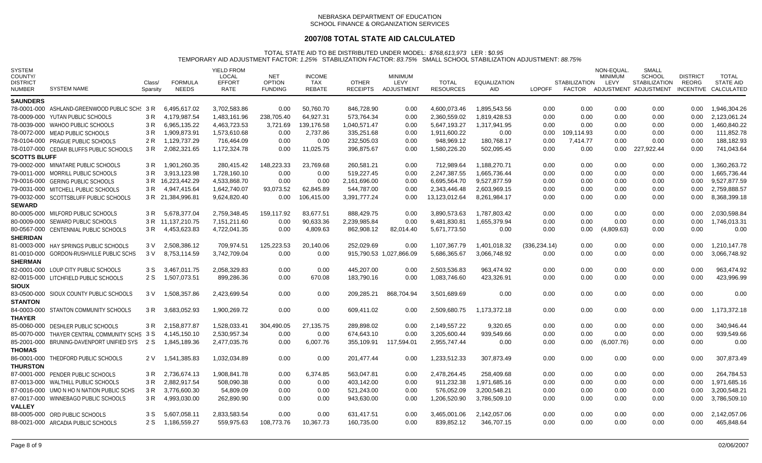NEBRASKA DEPARTMENT OF EDUCATION
SCHOOL FINANCE & ORGANIZATION SERVICES

# 2007/08 TOTAL STATE AID CALCULATED

TOTAL STATE AID TO BE DISTRIBUTED UNDER MODEL: *$768,613,973* LER : $0.95
TEMPORARY AID ADJUSTMENT FACTOR: *1.25%* STABILIZATION FACTOR: *83.75%* SMALL SCHOOL STABILIZATION ADJUSTMENT: *88.75%*

| SYSTEM COUNTY/ DISTRICT NUMBER | SYSTEM NAME | Class/ Sparsity | FORMULA NEEDS | YIELD FROM LOCAL EFFORT RATE | NET OPTION FUNDING | INCOME TAX REBATE | OTHER RECEIPTS | MINIMUM LEVY ADJUSTMENT | TOTAL RESOURCES | EQUALIZATION AID | LOPOFF | STABILIZATION FACTOR | NON-EQUAL. MINIMUM LEVY ADJUSTMENT | SMALL SCHOOL STABILIZATION ADJUSTMENT | DISTRICT REORG INCENTIVE | TOTAL STATE AID CALCULATED |
|---|---|---|---|---|---|---|---|---|---|---|---|---|---|---|---|---|
| **SAUNDERS** | | | | | | | | | | | | | | | | |
| 78-0001-000 | ASHLAND-GREENWOOD PUBLIC SCHS | 3 R | 6,495,617.02 | 3,702,583.86 | 0.00 | 50,760.70 | 846,728.90 | 0.00 | 4,600,073.46 | 1,895,543.56 | 0.00 | 0.00 | 0.00 | 0.00 | 0.00 | 1,946,304.26 |
| 78-0009-000 | YUTAN PUBLIC SCHOOLS | 3 R | 4,179,987.54 | 1,483,161.96 | 238,705.40 | 64,927.31 | 573,764.34 | 0.00 | 2,360,559.02 | 1,819,428.53 | 0.00 | 0.00 | 0.00 | 0.00 | 0.00 | 2,123,061.24 |
| 78-0039-000 | WAHOO PUBLIC SCHOOLS | 3 R | 6,965,135.22 | 4,463,723.53 | 3,721.69 | 139,176.58 | 1,040,571.47 | 0.00 | 5,647,193.27 | 1,317,941.95 | 0.00 | 0.00 | 0.00 | 0.00 | 0.00 | 1,460,840.22 |
| 78-0072-000 | MEAD PUBLIC SCHOOLS | 3 R | 1,909,873.91 | 1,573,610.68 | 0.00 | 2,737.86 | 335,251.68 | 0.00 | 1,911,600.22 | 0.00 | 0.00 | 109,114.93 | 0.00 | 0.00 | 0.00 | 111,852.78 |
| 78-0104-000 | PRAGUE PUBLIC SCHOOLS | 2 R | 1,129,737.29 | 716,464.09 | 0.00 | 0.00 | 232,505.03 | 0.00 | 948,969.12 | 180,768.17 | 0.00 | 7,414.77 | 0.00 | 0.00 | 0.00 | 188,182.93 |
| 78-0107-000 | CEDAR BLUFFS PUBLIC SCHOOLS | 3 R | 2,082,321.65 | 1,172,324.78 | 0.00 | 11,025.75 | 396,875.67 | 0.00 | 1,580,226.20 | 502,095.45 | 0.00 | 0.00 | 0.00 | 227,922.44 | 0.00 | 741,043.64 |
| **SCOTTS BLUFF** | | | | | | | | | | | | | | | | |
| 79-0002-000 | MINATARE PUBLIC SCHOOLS | 3 R | 1,901,260.35 | 280,415.42 | 148,223.33 | 23,769.68 | 260,581.21 | 0.00 | 712,989.64 | 1,188,270.71 | 0.00 | 0.00 | 0.00 | 0.00 | 0.00 | 1,360,263.72 |
| 79-0011-000 | MORRILL PUBLIC SCHOOLS | 3 R | 3,913,123.98 | 1,728,160.10 | 0.00 | 0.00 | 519,227.45 | 0.00 | 2,247,387.55 | 1,665,736.44 | 0.00 | 0.00 | 0.00 | 0.00 | 0.00 | 1,665,736.44 |
| 79-0016-000 | GERING PUBLIC SCHOOLS | 3 R | 16,223,442.29 | 4,533,868.70 | 0.00 | 0.00 | 2,161,696.00 | 0.00 | 6,695,564.70 | 9,527,877.59 | 0.00 | 0.00 | 0.00 | 0.00 | 0.00 | 9,527,877.59 |
| 79-0031-000 | MITCHELL PUBLIC SCHOOLS | 3 R | 4,947,415.64 | 1,642,740.07 | 93,073.52 | 62,845.89 | 544,787.00 | 0.00 | 2,343,446.48 | 2,603,969.15 | 0.00 | 0.00 | 0.00 | 0.00 | 0.00 | 2,759,888.57 |
| 79-0032-000 | SCOTTSBLUFF PUBLIC SCHOOLS | 3 R | 21,384,996.81 | 9,624,820.40 | 0.00 | 106,415.00 | 3,391,777.24 | 0.00 | 13,123,012.64 | 8,261,984.17 | 0.00 | 0.00 | 0.00 | 0.00 | 0.00 | 8,368,399.18 |
| **SEWARD** | | | | | | | | | | | | | | | | |
| 80-0005-000 | MILFORD PUBLIC SCHOOLS | 3 R | 5,678,377.04 | 2,759,348.45 | 159,117.92 | 83,677.51 | 888,429.75 | 0.00 | 3,890,573.63 | 1,787,803.42 | 0.00 | 0.00 | 0.00 | 0.00 | 0.00 | 2,030,598.84 |
| 80-0009-000 | SEWARD PUBLIC SCHOOLS | 3 R | 11,137,210.75 | 7,151,211.60 | 0.00 | 90,633.36 | 2,239,985.84 | 0.00 | 9,481,830.81 | 1,655,379.94 | 0.00 | 0.00 | 0.00 | 0.00 | 0.00 | 1,746,013.31 |
| 80-0567-000 | CENTENNIAL PUBLIC SCHOOLS | 3 R | 4,453,623.83 | 4,722,041.35 | 0.00 | 4,809.63 | 862,908.12 | 82,014.40 | 5,671,773.50 | 0.00 | 0.00 | 0.00 | (4,809.63) | 0.00 | 0.00 | 0.00 |
| **SHERIDAN** | | | | | | | | | | | | | | | | |
| 81-0003-000 | HAY SPRINGS PUBLIC SCHOOLS | 3 V | 2,508,386.12 | 709,974.51 | 125,223.53 | 20,140.06 | 252,029.69 | 0.00 | 1,107,367.79 | 1,401,018.32 | (336,234.14) | 0.00 | 0.00 | 0.00 | 0.00 | 1,210,147.78 |
| 81-0010-000 | GORDON-RUSHVILLE PUBLIC SCHS | 3 V | 8,753,114.59 | 3,742,709.04 | 0.00 | 0.00 | 915,790.53 | 1,027,866.09 | 5,686,365.67 | 3,066,748.92 | 0.00 | 0.00 | 0.00 | 0.00 | 0.00 | 3,066,748.92 |
| **SHERMAN** | | | | | | | | | | | | | | | | |
| 82-0001-000 | LOUP CITY PUBLIC SCHOOLS | 3 S | 3,467,011.75 | 2,058,329.83 | 0.00 | 0.00 | 445,207.00 | 0.00 | 2,503,536.83 | 963,474.92 | 0.00 | 0.00 | 0.00 | 0.00 | 0.00 | 963,474.92 |
| 82-0015-000 | LITCHFIELD PUBLIC SCHOOLS | 2 S | 1,507,073.51 | 899,286.36 | 0.00 | 670.08 | 183,790.16 | 0.00 | 1,083,746.60 | 423,326.91 | 0.00 | 0.00 | 0.00 | 0.00 | 0.00 | 423,996.99 |
| **SIOUX** | | | | | | | | | | | | | | | | |
| 83-0500-000 | SIOUX COUNTY PUBLIC SCHOOLS | 3 V | 1,508,357.86 | 2,423,699.54 | 0.00 | 0.00 | 209,285.21 | 868,704.94 | 3,501,689.69 | 0.00 | 0.00 | 0.00 | 0.00 | 0.00 | 0.00 | 0.00 |
| **STANTON** | | | | | | | | | | | | | | | | |
| 84-0003-000 | STANTON COMMUNITY SCHOOLS | 3 R | 3,683,052.93 | 1,900,269.72 | 0.00 | 0.00 | 609,411.02 | 0.00 | 2,509,680.75 | 1,173,372.18 | 0.00 | 0.00 | 0.00 | 0.00 | 0.00 | 1,173,372.18 |
| **THAYER** | | | | | | | | | | | | | | | | |
| 85-0060-000 | DESHLER PUBLIC SCHOOLS | 3 R | 2,158,877.87 | 1,528,033.41 | 304,490.05 | 27,135.75 | 289,898.02 | 0.00 | 2,149,557.22 | 9,320.65 | 0.00 | 0.00 | 0.00 | 0.00 | 0.00 | 340,946.44 |
| 85-0070-000 | THAYER CENTRAL COMMUNITY SCHS | 3 S | 4,145,150.10 | 2,530,957.34 | 0.00 | 0.00 | 674,643.10 | 0.00 | 3,205,600.44 | 939,549.66 | 0.00 | 0.00 | 0.00 | 0.00 | 0.00 | 939,549.66 |
| 85-2001-000 | BRUNING-DAVENPORT UNIFIED SYS | 2 S | 1,845,189.36 | 2,477,035.76 | 0.00 | 6,007.76 | 355,109.91 | 117,594.01 | 2,955,747.44 | 0.00 | 0.00 | 0.00 | (6,007.76) | 0.00 | 0.00 | 0.00 |
| **THOMAS** | | | | | | | | | | | | | | | | |
| 86-0001-000 | THEDFORD PUBLIC SCHOOLS | 2 V | 1,541,385.83 | 1,032,034.89 | 0.00 | 0.00 | 201,477.44 | 0.00 | 1,233,512.33 | 307,873.49 | 0.00 | 0.00 | 0.00 | 0.00 | 0.00 | 307,873.49 |
| **THURSTON** | | | | | | | | | | | | | | | | |
| 87-0001-000 | PENDER PUBLIC SCHOOLS | 3 R | 2,736,674.13 | 1,908,841.78 | 0.00 | 6,374.85 | 563,047.81 | 0.00 | 2,478,264.45 | 258,409.68 | 0.00 | 0.00 | 0.00 | 0.00 | 0.00 | 264,784.53 |
| 87-0013-000 | WALTHILL PUBLIC SCHOOLS | 3 R | 2,882,917.54 | 508,090.38 | 0.00 | 0.00 | 403,142.00 | 0.00 | 911,232.38 | 1,971,685.16 | 0.00 | 0.00 | 0.00 | 0.00 | 0.00 | 1,971,685.16 |
| 87-0016-000 | UMO N HO N NATION PUBLIC SCHS | 3 R | 3,776,600.30 | 54,809.09 | 0.00 | 0.00 | 521,243.00 | 0.00 | 576,052.09 | 3,200,548.21 | 0.00 | 0.00 | 0.00 | 0.00 | 0.00 | 3,200,548.21 |
| 87-0017-000 | WINNEBAGO PUBLIC SCHOOLS | 3 R | 4,993,030.00 | 262,890.90 | 0.00 | 0.00 | 943,630.00 | 0.00 | 1,206,520.90 | 3,786,509.10 | 0.00 | 0.00 | 0.00 | 0.00 | 0.00 | 3,786,509.10 |
| **VALLEY** | | | | | | | | | | | | | | | | |
| 88-0005-000 | ORD PUBLIC SCHOOLS | 3 S | 5,607,058.11 | 2,833,583.54 | 0.00 | 0.00 | 631,417.51 | 0.00 | 3,465,001.06 | 2,142,057.06 | 0.00 | 0.00 | 0.00 | 0.00 | 0.00 | 2,142,057.06 |
| 88-0021-000 | ARCADIA PUBLIC SCHOOLS | 2 S | 1,186,559.27 | 559,975.63 | 108,773.76 | 10,367.73 | 160,735.00 | 0.00 | 839,852.12 | 346,707.15 | 0.00 | 0.00 | 0.00 | 0.00 | 0.00 | 465,848.64 |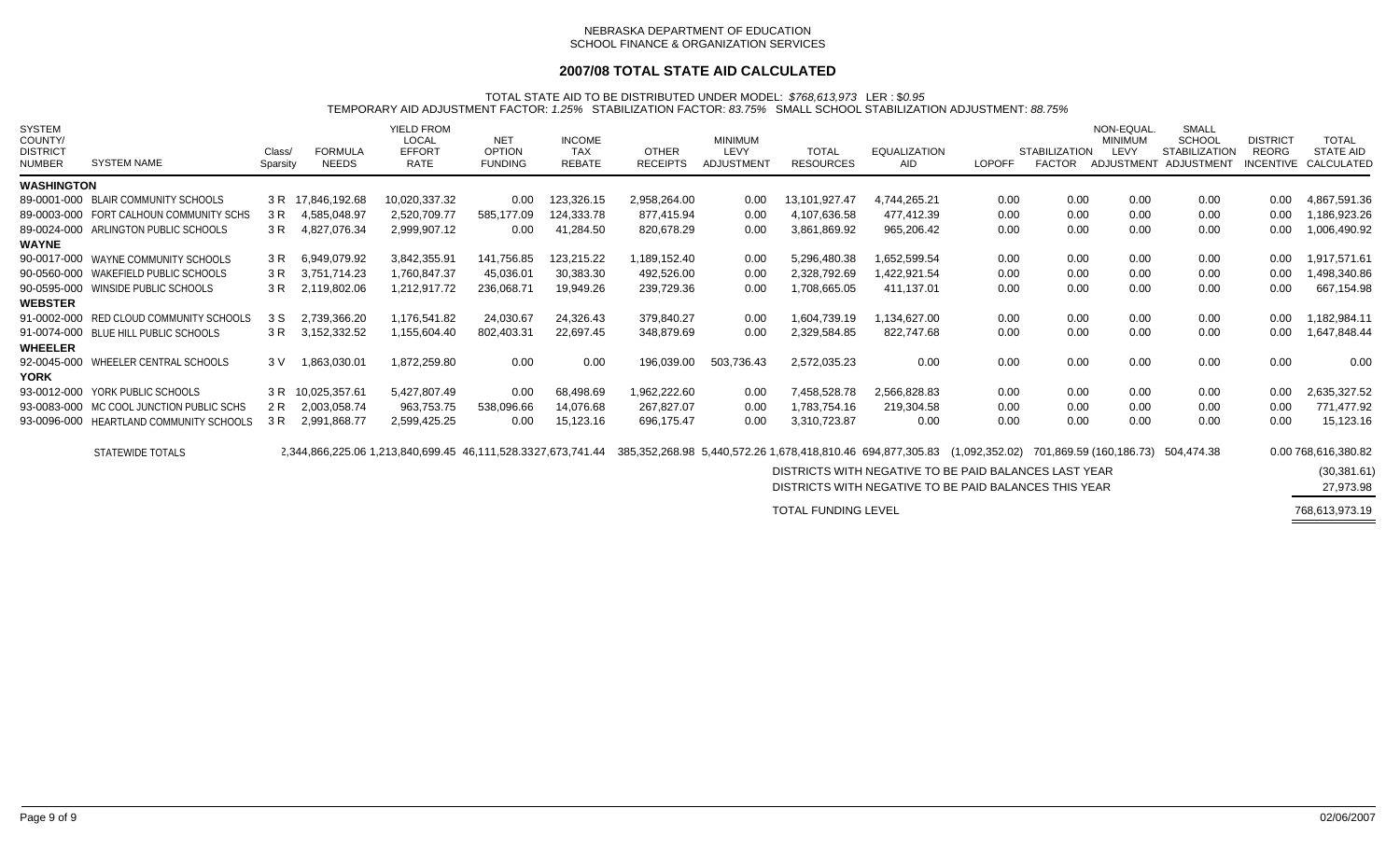NEBRASKA DEPARTMENT OF EDUCATION
SCHOOL FINANCE & ORGANIZATION SERVICES

## 2007/08 TOTAL STATE AID CALCULATED

TOTAL STATE AID TO BE DISTRIBUTED UNDER MODEL: *$768,613,973* LER : *$0.95*
TEMPORARY AID ADJUSTMENT FACTOR: *1.25%* STABILIZATION FACTOR: *83.75%* SMALL SCHOOL STABILIZATION ADJUSTMENT: *88.75%*

| SYSTEM COUNTY/ DISTRICT NUMBER | SYSTEM NAME | Class/ Sparsity | FORMULA NEEDS | YIELD FROM LOCAL EFFORT RATE | NET OPTION FUNDING | INCOME TAX REBATE | OTHER RECEIPTS | MINIMUM LEVY ADJUSTMENT | TOTAL RESOURCES | EQUALIZATION AID | LOPOFF | STABILIZATION FACTOR | NON-EQUAL. MINIMUM LEVY ADJUSTMENT | SMALL SCHOOL STABILIZATION ADJUSTMENT | DISTRICT REORG INCENTIVE | TOTAL STATE AID CALCULATED |
|---|---|---|---|---|---|---|---|---|---|---|---|---|---|---|---|---|
| **WASHINGTON** | | | | | | | | | | | | | | | | |
| 89-0001-000 | BLAIR COMMUNITY SCHOOLS | 3 R | 17,846,192.68 | 10,020,337.32 | 0.00 | 123,326.15 | 2,958,264.00 | 0.00 | 13,101,927.47 | 4,744,265.21 | 0.00 | 0.00 | 0.00 | 0.00 | 0.00 | 4,867,591.36 |
| 89-0003-000 | FORT CALHOUN COMMUNITY SCHS | 3 R | 4,585,048.97 | 2,520,709.77 | 585,177.09 | 124,333.78 | 877,415.94 | 0.00 | 4,107,636.58 | 477,412.39 | 0.00 | 0.00 | 0.00 | 0.00 | 0.00 | 1,186,923.26 |
| 89-0024-000 | ARLINGTON PUBLIC SCHOOLS | 3 R | 4,827,076.34 | 2,999,907.12 | 0.00 | 41,284.50 | 820,678.29 | 0.00 | 3,861,869.92 | 965,206.42 | 0.00 | 0.00 | 0.00 | 0.00 | 0.00 | 1,006,490.92 |
| **WAYNE** | | | | | | | | | | | | | | | | |
| 90-0017-000 | WAYNE COMMUNITY SCHOOLS | 3 R | 6,949,079.92 | 3,842,355.91 | 141,756.85 | 123,215.22 | 1,189,152.40 | 0.00 | 5,296,480.38 | 1,652,599.54 | 0.00 | 0.00 | 0.00 | 0.00 | 0.00 | 1,917,571.61 |
| 90-0560-000 | WAKEFIELD PUBLIC SCHOOLS | 3 R | 3,751,714.23 | 1,760,847.37 | 45,036.01 | 30,383.30 | 492,526.00 | 0.00 | 2,328,792.69 | 1,422,921.54 | 0.00 | 0.00 | 0.00 | 0.00 | 0.00 | 1,498,340.86 |
| 90-0595-000 | WINSIDE PUBLIC SCHOOLS | 3 R | 2,119,802.06 | 1,212,917.72 | 236,068.71 | 19,949.26 | 239,729.36 | 0.00 | 1,708,665.05 | 411,137.01 | 0.00 | 0.00 | 0.00 | 0.00 | 0.00 | 667,154.98 |
| **WEBSTER** | | | | | | | | | | | | | | | | |
| 91-0002-000 | RED CLOUD COMMUNITY SCHOOLS | 3 S | 2,739,366.20 | 1,176,541.82 | 24,030.67 | 24,326.43 | 379,840.27 | 0.00 | 1,604,739.19 | 1,134,627.00 | 0.00 | 0.00 | 0.00 | 0.00 | 0.00 | 1,182,984.11 |
| 91-0074-000 | BLUE HILL PUBLIC SCHOOLS | 3 R | 3,152,332.52 | 1,155,604.40 | 802,403.31 | 22,697.45 | 348,879.69 | 0.00 | 2,329,584.85 | 822,747.68 | 0.00 | 0.00 | 0.00 | 0.00 | 0.00 | 1,647,848.44 |
| **WHEELER** | | | | | | | | | | | | | | | | |
| 92-0045-000 | WHEELER CENTRAL SCHOOLS | 3 V | 1,863,030.01 | 1,872,259.80 | 0.00 | 0.00 | 196,039.00 | 503,736.43 | 2,572,035.23 | 0.00 | 0.00 | 0.00 | 0.00 | 0.00 | 0.00 | 0.00 |
| **YORK** | | | | | | | | | | | | | | | | |
| 93-0012-000 | YORK PUBLIC SCHOOLS | 3 R | 10,025,357.61 | 5,427,807.49 | 0.00 | 68,498.69 | 1,962,222.60 | 0.00 | 7,458,528.78 | 2,566,828.83 | 0.00 | 0.00 | 0.00 | 0.00 | 0.00 | 2,635,327.52 |
| 93-0083-000 | MC COOL JUNCTION PUBLIC SCHS | 2 R | 2,003,058.74 | 963,753.75 | 538,096.66 | 14,076.68 | 267,827.07 | 0.00 | 1,783,754.16 | 219,304.58 | 0.00 | 0.00 | 0.00 | 0.00 | 0.00 | 771,477.92 |
| 93-0096-000 | HEARTLAND COMMUNITY SCHOOLS | 3 R | 2,991,868.77 | 2,599,425.25 | 0.00 | 15,123.16 | 696,175.47 | 0.00 | 3,310,723.87 | 0.00 | 0.00 | 0.00 | 0.00 | 0.00 | 0.00 | 15,123.16 |
| | STATEWIDE TOTALS | | 2,344,866,225.06 | 1,213,840,699.45 | 46,111,528.33 | 27,673,741.44 | 385,352,268.98 | 5,440,572.26 | 1,678,418,810.46 | 694,877,305.83 | (1,092,352.02) | 701,869.59 | (160,186.73) | 504,474.38 | 0.00 | 768,616,380.82 |

| | |
|---|---|
| DISTRICTS WITH NEGATIVE TO BE PAID BALANCES LAST YEAR | (30,381.61) |
| DISTRICTS WITH NEGATIVE TO BE PAID BALANCES THIS YEAR | 27,973.98 |
| TOTAL FUNDING LEVEL | 768,613,973.19 |

02/06/2007